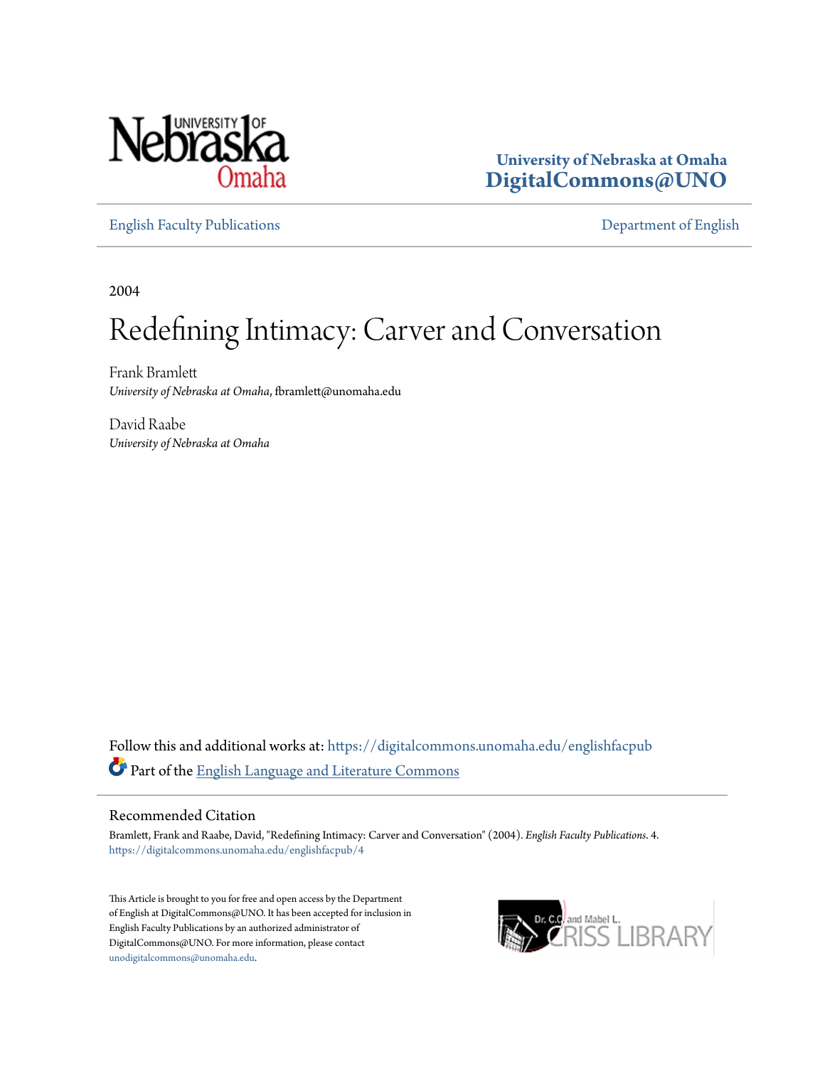University of Nebraska at Omaha
**DigitalCommons@UNO**

English Faculty Publications | Department of English

2004

# Redefining Intimacy: Carver and Conversation

Frank Bramlett
*University of Nebraska at Omaha*, fbramlett@unomaha.edu

David Raabe
*University of Nebraska at Omaha*

Follow this and additional works at: https://digitalcommons.unomaha.edu/englishfacpub

Part of the English Language and Literature Commons

## Recommended Citation

Bramlett, Frank and Raabe, David, "Redefining Intimacy: Carver and Conversation" (2004). *English Faculty Publications*. 4.
https://digitalcommons.unomaha.edu/englishfacpub/4

This Article is brought to you for free and open access by the Department of English at DigitalCommons@UNO. It has been accepted for inclusion in English Faculty Publications by an authorized administrator of DigitalCommons@UNO. For more information, please contact unodigitalcommons@unomaha.edu.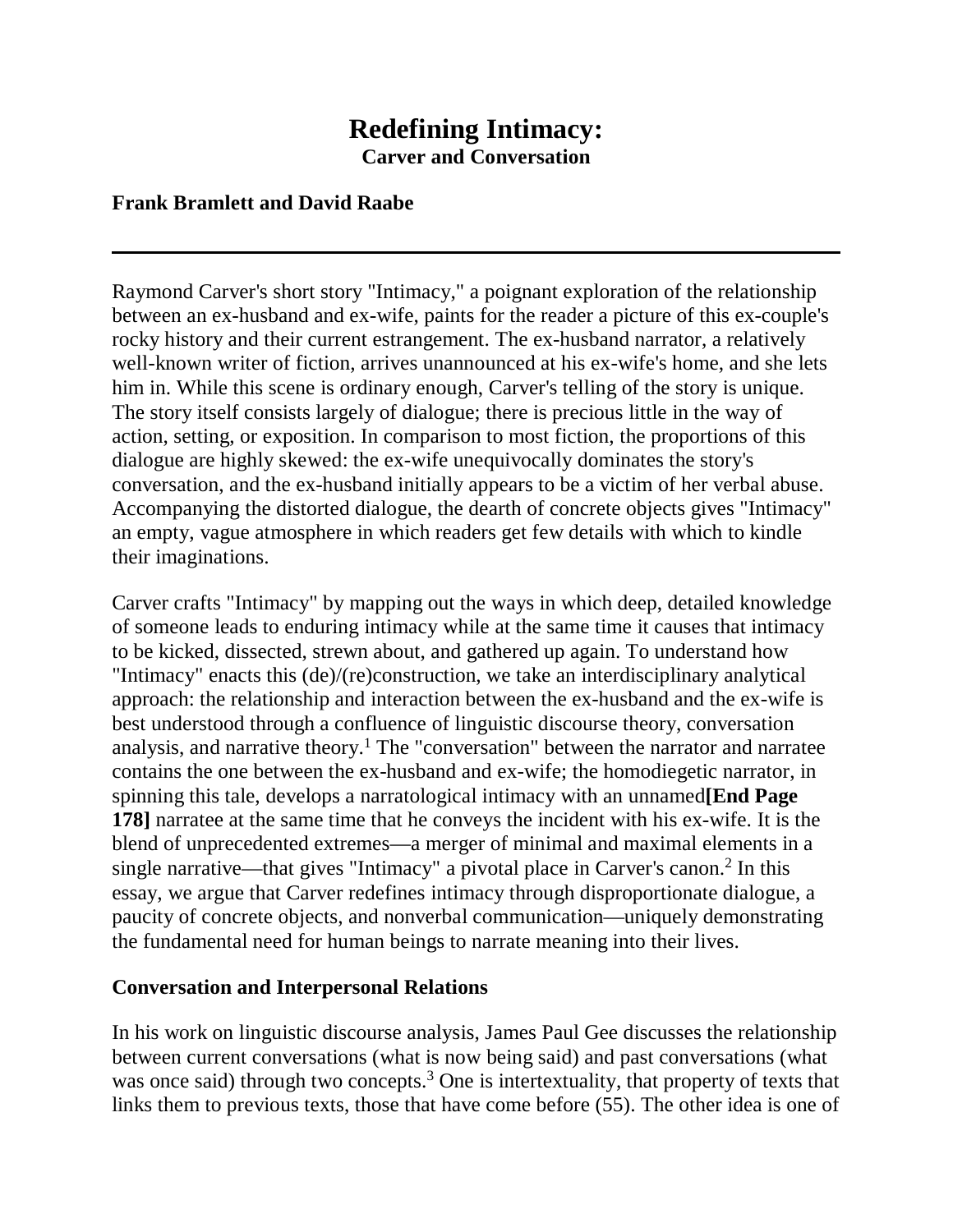# Redefining Intimacy:

**Carver and Conversation**

**Frank Bramlett and David Raabe**

---

Raymond Carver's short story "Intimacy," a poignant exploration of the relationship between an ex-husband and ex-wife, paints for the reader a picture of this ex-couple's rocky history and their current estrangement. The ex-husband narrator, a relatively well-known writer of fiction, arrives unannounced at his ex-wife's home, and she lets him in. While this scene is ordinary enough, Carver's telling of the story is unique. The story itself consists largely of dialogue; there is precious little in the way of action, setting, or exposition. In comparison to most fiction, the proportions of this dialogue are highly skewed: the ex-wife unequivocally dominates the story's conversation, and the ex-husband initially appears to be a victim of her verbal abuse. Accompanying the distorted dialogue, the dearth of concrete objects gives "Intimacy" an empty, vague atmosphere in which readers get few details with which to kindle their imaginations.

Carver crafts "Intimacy" by mapping out the ways in which deep, detailed knowledge of someone leads to enduring intimacy while at the same time it causes that intimacy to be kicked, dissected, strewn about, and gathered up again. To understand how "Intimacy" enacts this (de)/(re)construction, we take an interdisciplinary analytical approach: the relationship and interaction between the ex-husband and the ex-wife is best understood through a confluence of linguistic discourse theory, conversation analysis, and narrative theory.[1] The "conversation" between the narrator and narratee contains the one between the ex-husband and ex-wife; the homodiegetic narrator, in spinning this tale, develops a narratological intimacy with an unnamed**[End Page 178]** narratee at the same time that he conveys the incident with his ex-wife. It is the blend of unprecedented extremes—a merger of minimal and maximal elements in a single narrative—that gives "Intimacy" a pivotal place in Carver's canon.[2] In this essay, we argue that Carver redefines intimacy through disproportionate dialogue, a paucity of concrete objects, and nonverbal communication—uniquely demonstrating the fundamental need for human beings to narrate meaning into their lives.

**Conversation and Interpersonal Relations**

In his work on linguistic discourse analysis, James Paul Gee discusses the relationship between current conversations (what is now being said) and past conversations (what was once said) through two concepts.[3] One is intertextuality, that property of texts that links them to previous texts, those that have come before (55). The other idea is one of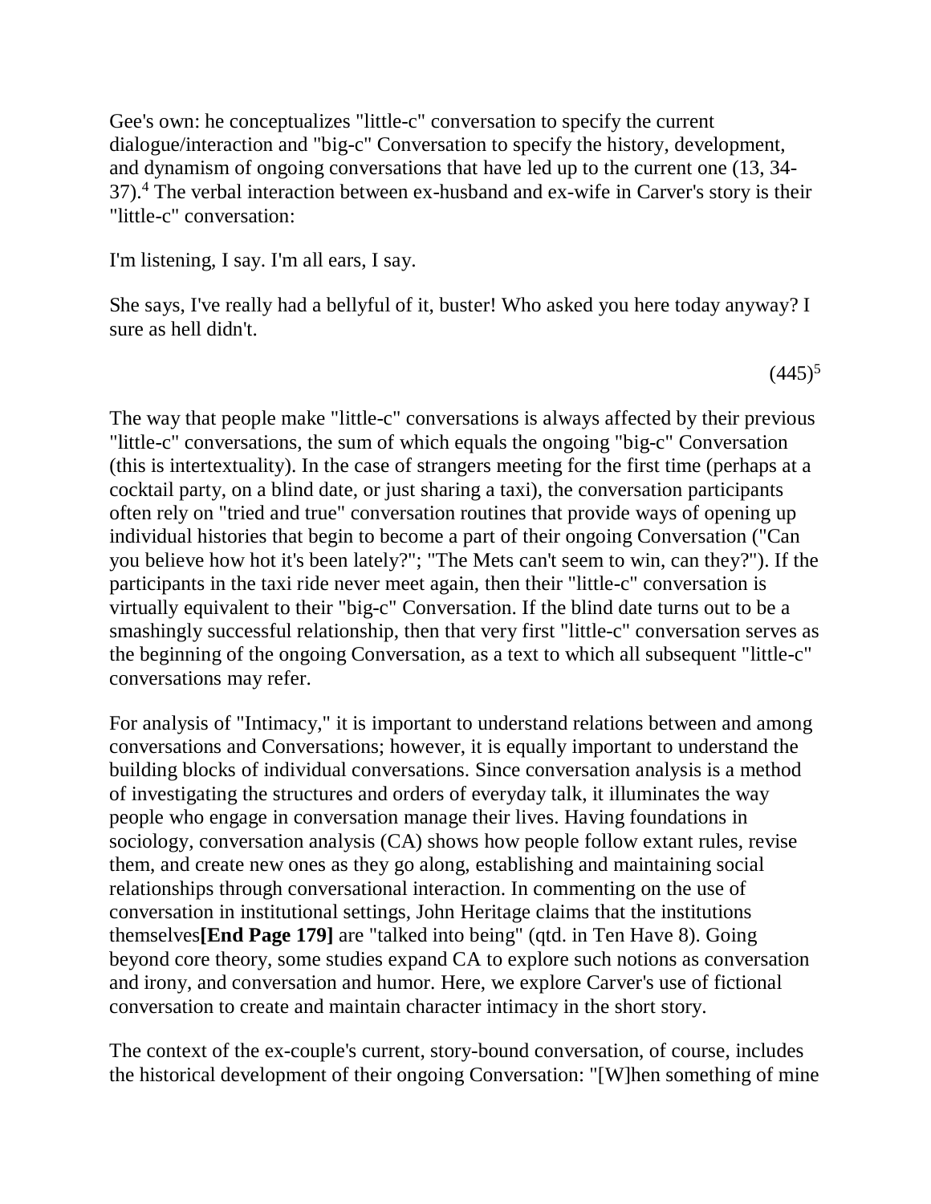Gee's own: he conceptualizes "little-c" conversation to specify the current dialogue/interaction and "big-c" Conversation to specify the history, development, and dynamism of ongoing conversations that have led up to the current one (13, 34-37).[4] The verbal interaction between ex-husband and ex-wife in Carver's story is their "little-c" conversation:

I'm listening, I say. I'm all ears, I say.

She says, I've really had a bellyful of it, buster! Who asked you here today anyway? I sure as hell didn't.

(445)[5]

The way that people make "little-c" conversations is always affected by their previous "little-c" conversations, the sum of which equals the ongoing "big-c" Conversation (this is intertextuality). In the case of strangers meeting for the first time (perhaps at a cocktail party, on a blind date, or just sharing a taxi), the conversation participants often rely on "tried and true" conversation routines that provide ways of opening up individual histories that begin to become a part of their ongoing Conversation ("Can you believe how hot it's been lately?"; "The Mets can't seem to win, can they?"). If the participants in the taxi ride never meet again, then their "little-c" conversation is virtually equivalent to their "big-c" Conversation. If the blind date turns out to be a smashingly successful relationship, then that very first "little-c" conversation serves as the beginning of the ongoing Conversation, as a text to which all subsequent "little-c" conversations may refer.

For analysis of "Intimacy," it is important to understand relations between and among conversations and Conversations; however, it is equally important to understand the building blocks of individual conversations. Since conversation analysis is a method of investigating the structures and orders of everyday talk, it illuminates the way people who engage in conversation manage their lives. Having foundations in sociology, conversation analysis (CA) shows how people follow extant rules, revise them, and create new ones as they go along, establishing and maintaining social relationships through conversational interaction. In commenting on the use of conversation in institutional settings, John Heritage claims that the institutions themselves**[End Page 179]** are "talked into being" (qtd. in Ten Have 8). Going beyond core theory, some studies expand CA to explore such notions as conversation and irony, and conversation and humor. Here, we explore Carver's use of fictional conversation to create and maintain character intimacy in the short story.

The context of the ex-couple's current, story-bound conversation, of course, includes the historical development of their ongoing Conversation: "[W]hen something of mine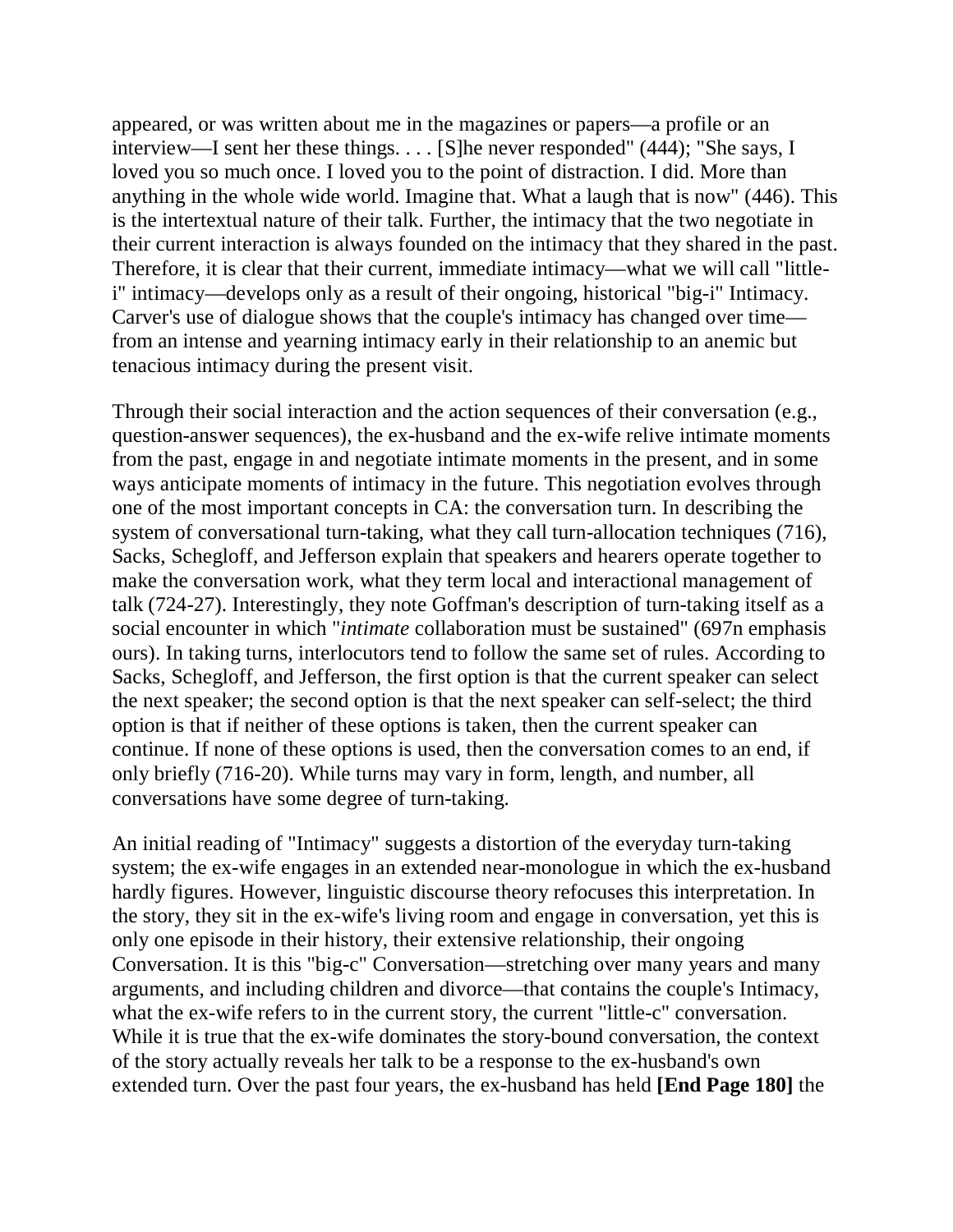appeared, or was written about me in the magazines or papers—a profile or an interview—I sent her these things. . . . [S]he never responded" (444); "She says, I loved you so much once. I loved you to the point of distraction. I did. More than anything in the whole wide world. Imagine that. What a laugh that is now" (446). This is the intertextual nature of their talk. Further, the intimacy that the two negotiate in their current interaction is always founded on the intimacy that they shared in the past. Therefore, it is clear that their current, immediate intimacy—what we will call "little-i" intimacy—develops only as a result of their ongoing, historical "big-i" Intimacy. Carver's use of dialogue shows that the couple's intimacy has changed over time—from an intense and yearning intimacy early in their relationship to an anemic but tenacious intimacy during the present visit.

Through their social interaction and the action sequences of their conversation (e.g., question-answer sequences), the ex-husband and the ex-wife relive intimate moments from the past, engage in and negotiate intimate moments in the present, and in some ways anticipate moments of intimacy in the future. This negotiation evolves through one of the most important concepts in CA: the conversation turn. In describing the system of conversational turn-taking, what they call turn-allocation techniques (716), Sacks, Schegloff, and Jefferson explain that speakers and hearers operate together to make the conversation work, what they term local and interactional management of talk (724-27). Interestingly, they note Goffman's description of turn-taking itself as a social encounter in which "*intimate* collaboration must be sustained" (697n emphasis ours). In taking turns, interlocutors tend to follow the same set of rules. According to Sacks, Schegloff, and Jefferson, the first option is that the current speaker can select the next speaker; the second option is that the next speaker can self-select; the third option is that if neither of these options is taken, then the current speaker can continue. If none of these options is used, then the conversation comes to an end, if only briefly (716-20). While turns may vary in form, length, and number, all conversations have some degree of turn-taking.

An initial reading of "Intimacy" suggests a distortion of the everyday turn-taking system; the ex-wife engages in an extended near-monologue in which the ex-husband hardly figures. However, linguistic discourse theory refocuses this interpretation. In the story, they sit in the ex-wife's living room and engage in conversation, yet this is only one episode in their history, their extensive relationship, their ongoing Conversation. It is this "big-c" Conversation—stretching over many years and many arguments, and including children and divorce—that contains the couple's Intimacy, what the ex-wife refers to in the current story, the current "little-c" conversation. While it is true that the ex-wife dominates the story-bound conversation, the context of the story actually reveals her talk to be a response to the ex-husband's own extended turn. Over the past four years, the ex-husband has held **[End Page 180]** the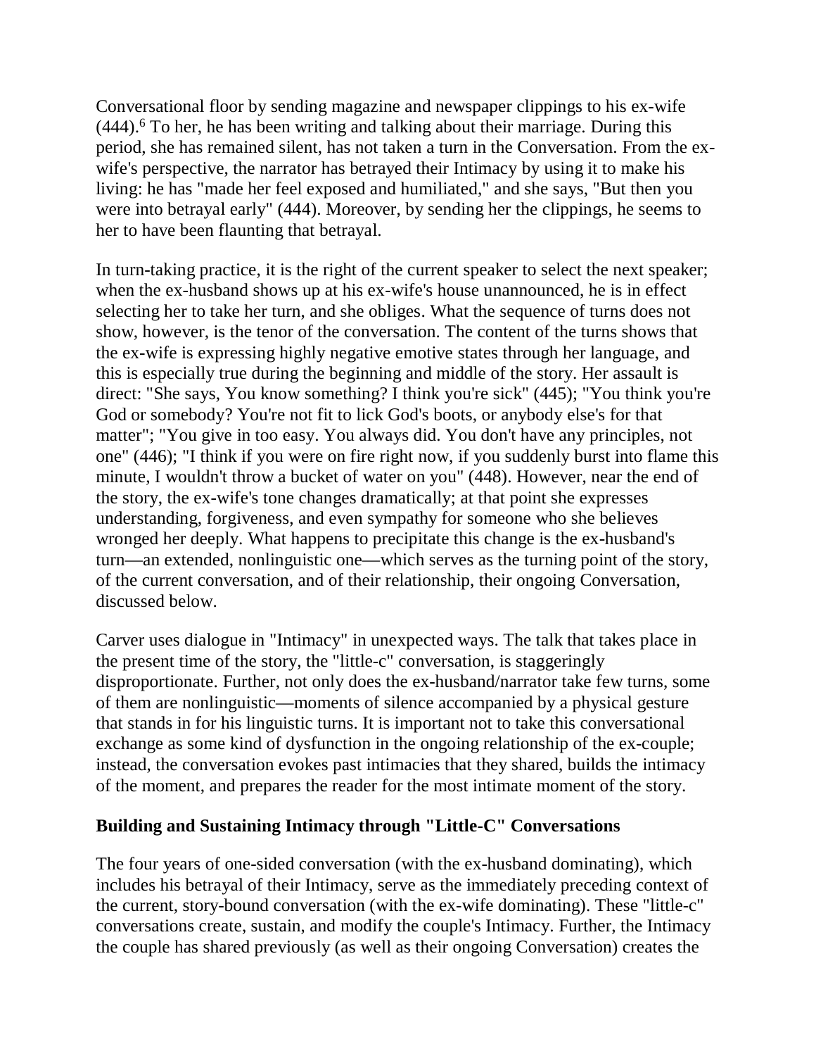Conversational floor by sending magazine and newspaper clippings to his ex-wife (444).[6] To her, he has been writing and talking about their marriage. During this period, she has remained silent, has not taken a turn in the Conversation. From the ex-wife's perspective, the narrator has betrayed their Intimacy by using it to make his living: he has "made her feel exposed and humiliated," and she says, "But then you were into betrayal early" (444). Moreover, by sending her the clippings, he seems to her to have been flaunting that betrayal.

In turn-taking practice, it is the right of the current speaker to select the next speaker; when the ex-husband shows up at his ex-wife's house unannounced, he is in effect selecting her to take her turn, and she obliges. What the sequence of turns does not show, however, is the tenor of the conversation. The content of the turns shows that the ex-wife is expressing highly negative emotive states through her language, and this is especially true during the beginning and middle of the story. Her assault is direct: "She says, You know something? I think you're sick" (445); "You think you're God or somebody? You're not fit to lick God's boots, or anybody else's for that matter"; "You give in too easy. You always did. You don't have any principles, not one" (446); "I think if you were on fire right now, if you suddenly burst into flame this minute, I wouldn't throw a bucket of water on you" (448). However, near the end of the story, the ex-wife's tone changes dramatically; at that point she expresses understanding, forgiveness, and even sympathy for someone who she believes wronged her deeply. What happens to precipitate this change is the ex-husband's turn—an extended, nonlinguistic one—which serves as the turning point of the story, of the current conversation, and of their relationship, their ongoing Conversation, discussed below.

Carver uses dialogue in "Intimacy" in unexpected ways. The talk that takes place in the present time of the story, the "little-c" conversation, is staggeringly disproportionate. Further, not only does the ex-husband/narrator take few turns, some of them are nonlinguistic—moments of silence accompanied by a physical gesture that stands in for his linguistic turns. It is important not to take this conversational exchange as some kind of dysfunction in the ongoing relationship of the ex-couple; instead, the conversation evokes past intimacies that they shared, builds the intimacy of the moment, and prepares the reader for the most intimate moment of the story.

### Building and Sustaining Intimacy through "Little-C" Conversations

The four years of one-sided conversation (with the ex-husband dominating), which includes his betrayal of their Intimacy, serve as the immediately preceding context of the current, story-bound conversation (with the ex-wife dominating). These "little-c" conversations create, sustain, and modify the couple's Intimacy. Further, the Intimacy the couple has shared previously (as well as their ongoing Conversation) creates the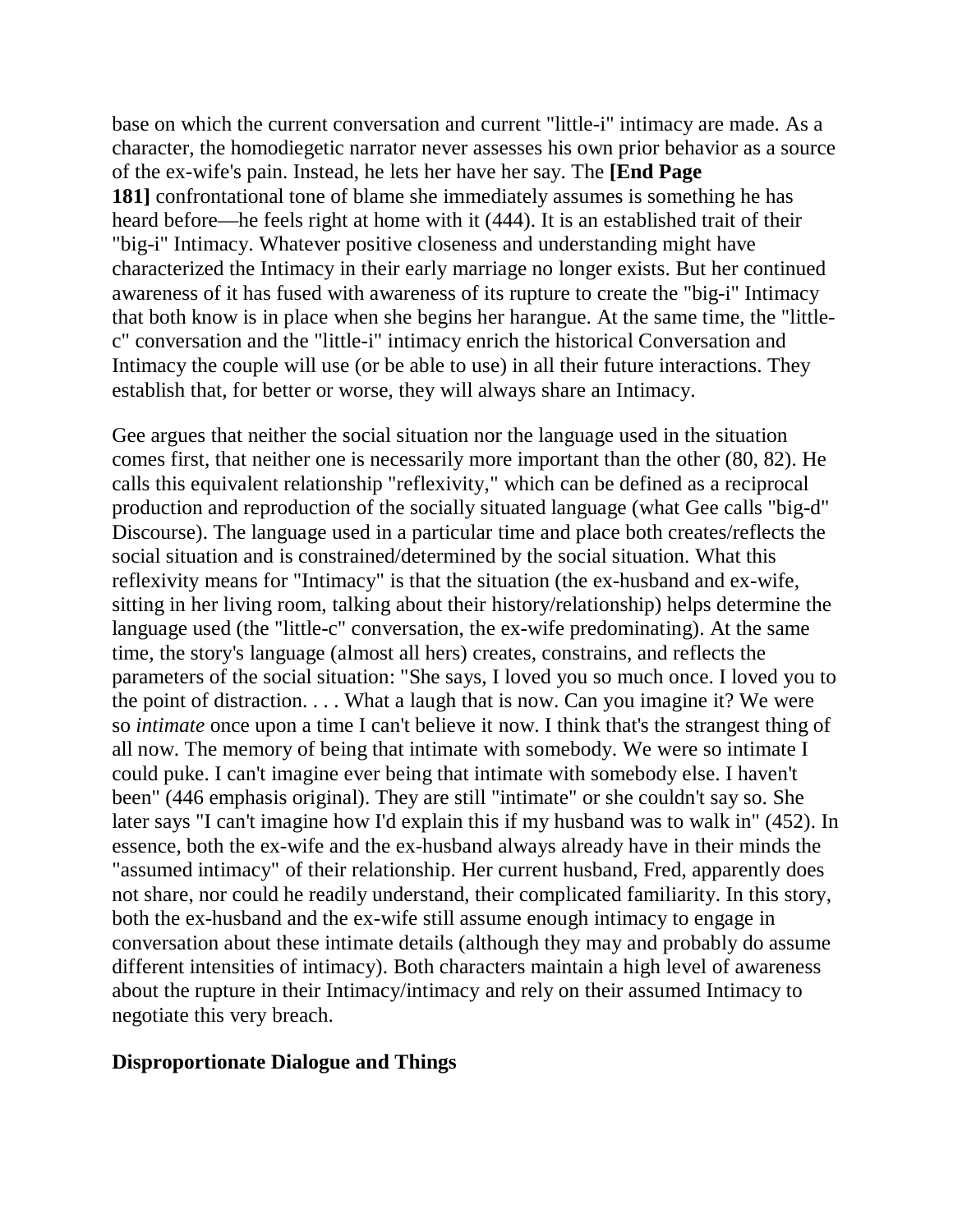base on which the current conversation and current "little-i" intimacy are made. As a character, the homodiegetic narrator never assesses his own prior behavior as a source of the ex-wife's pain. Instead, he lets her have her say. The **[End Page 181]** confrontational tone of blame she immediately assumes is something he has heard before—he feels right at home with it (444). It is an established trait of their "big-i" Intimacy. Whatever positive closeness and understanding might have characterized the Intimacy in their early marriage no longer exists. But her continued awareness of it has fused with awareness of its rupture to create the "big-i" Intimacy that both know is in place when she begins her harangue. At the same time, the "little-c" conversation and the "little-i" intimacy enrich the historical Conversation and Intimacy the couple will use (or be able to use) in all their future interactions. They establish that, for better or worse, they will always share an Intimacy.

Gee argues that neither the social situation nor the language used in the situation comes first, that neither one is necessarily more important than the other (80, 82). He calls this equivalent relationship "reflexivity," which can be defined as a reciprocal production and reproduction of the socially situated language (what Gee calls "big-d" Discourse). The language used in a particular time and place both creates/reflects the social situation and is constrained/determined by the social situation. What this reflexivity means for "Intimacy" is that the situation (the ex-husband and ex-wife, sitting in her living room, talking about their history/relationship) helps determine the language used (the "little-c" conversation, the ex-wife predominating). At the same time, the story's language (almost all hers) creates, constrains, and reflects the parameters of the social situation: "She says, I loved you so much once. I loved you to the point of distraction. . . . What a laugh that is now. Can you imagine it? We were so *intimate* once upon a time I can't believe it now. I think that's the strangest thing of all now. The memory of being that intimate with somebody. We were so intimate I could puke. I can't imagine ever being that intimate with somebody else. I haven't been" (446 emphasis original). They are still "intimate" or she couldn't say so. She later says "I can't imagine how I'd explain this if my husband was to walk in" (452). In essence, both the ex-wife and the ex-husband always already have in their minds the "assumed intimacy" of their relationship. Her current husband, Fred, apparently does not share, nor could he readily understand, their complicated familiarity. In this story, both the ex-husband and the ex-wife still assume enough intimacy to engage in conversation about these intimate details (although they may and probably do assume different intensities of intimacy). Both characters maintain a high level of awareness about the rupture in their Intimacy/intimacy and rely on their assumed Intimacy to negotiate this very breach.

## Disproportionate Dialogue and Things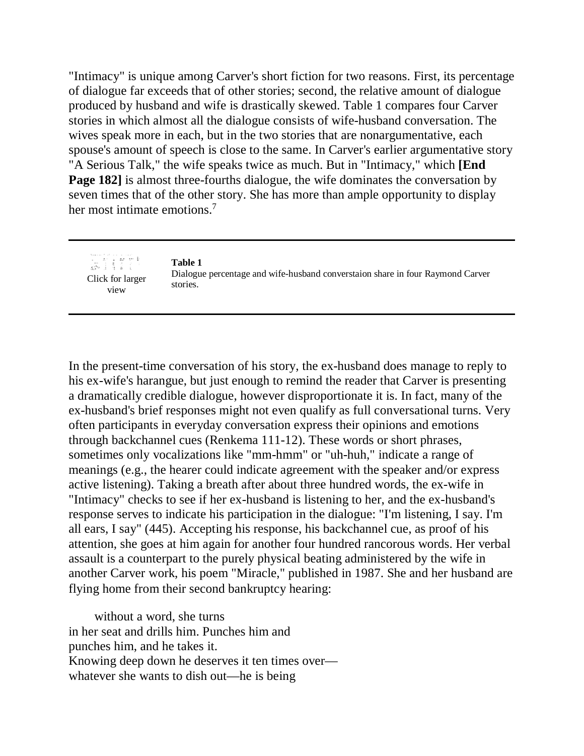"Intimacy" is unique among Carver's short fiction for two reasons. First, its percentage of dialogue far exceeds that of other stories; second, the relative amount of dialogue produced by husband and wife is drastically skewed. Table 1 compares four Carver stories in which almost all the dialogue consists of wife-husband conversation. The wives speak more in each, but in the two stories that are nonargumentative, each spouse's amount of speech is close to the same. In Carver's earlier argumentative story "A Serious Talk," the wife speaks twice as much. But in "Intimacy," which **[End Page 182]** is almost three-fourths dialogue, the wife dominates the conversation by seven times that of the other story. She has more than ample opportunity to display her most intimate emotions.[7]

---

Click for larger view

**Table 1**
Dialogue percentage and wife-husband converstaion share in four Raymond Carver stories.

---

In the present-time conversation of his story, the ex-husband does manage to reply to his ex-wife's harangue, but just enough to remind the reader that Carver is presenting a dramatically credible dialogue, however disproportionate it is. In fact, many of the ex-husband's brief responses might not even qualify as full conversational turns. Very often participants in everyday conversation express their opinions and emotions through backchannel cues (Renkema 111-12). These words or short phrases, sometimes only vocalizations like "mm-hmm" or "uh-huh," indicate a range of meanings (e.g., the hearer could indicate agreement with the speaker and/or express active listening). Taking a breath after about three hundred words, the ex-wife in "Intimacy" checks to see if her ex-husband is listening to her, and the ex-husband's response serves to indicate his participation in the dialogue: "I'm listening, I say. I'm all ears, I say" (445). Accepting his response, his backchannel cue, as proof of his attention, she goes at him again for another four hundred rancorous words. Her verbal assault is a counterpart to the purely physical beating administered by the wife in another Carver work, his poem "Miracle," published in 1987. She and her husband are flying home from their second bankruptcy hearing:

> without a word, she turns
> in her seat and drills him. Punches him and
> punches him, and he takes it.
> Knowing deep down he deserves it ten times over—
> whatever she wants to dish out—he is being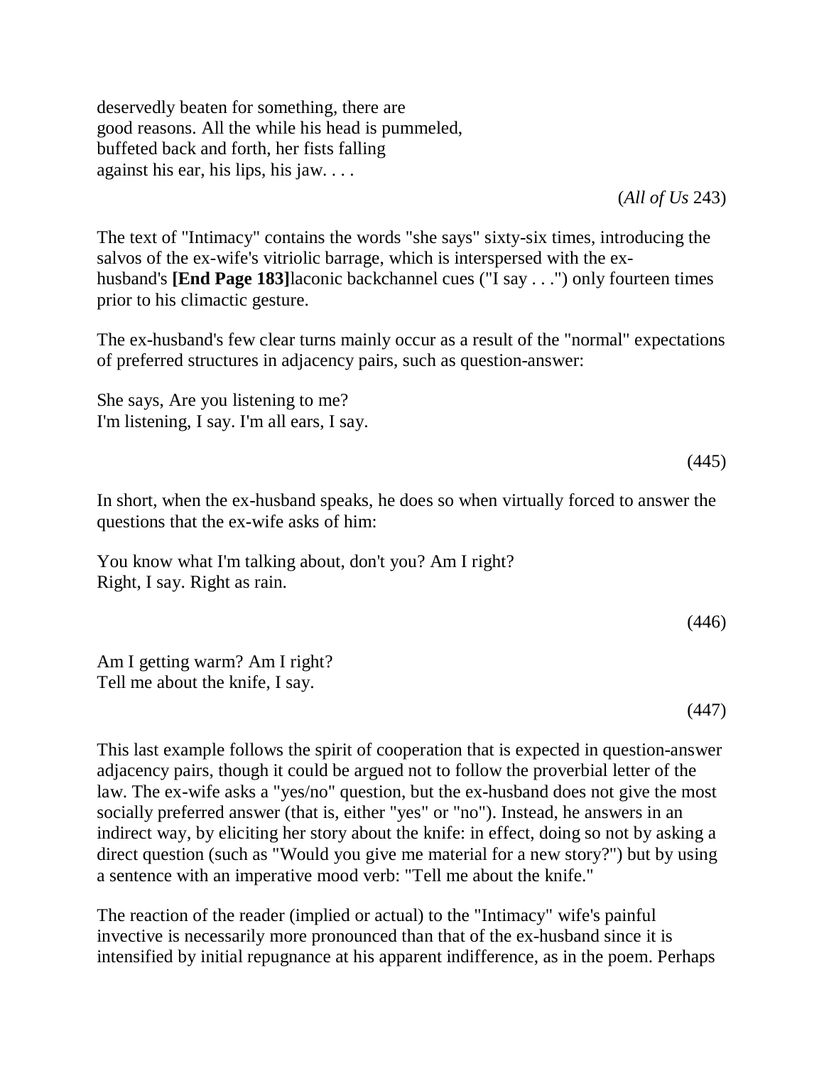deservedly beaten for something, there are
good reasons. All the while his head is pummeled,
buffeted back and forth, her fists falling
against his ear, his lips, his jaw. . . .

(*All of Us* 243)

The text of "Intimacy" contains the words "she says" sixty-six times, introducing the salvos of the ex-wife's vitriolic barrage, which is interspersed with the ex-husband's **[End Page 183]**laconic backchannel cues ("I say . . .") only fourteen times prior to his climactic gesture.

The ex-husband's few clear turns mainly occur as a result of the "normal" expectations of preferred structures in adjacency pairs, such as question-answer:

She says, Are you listening to me?
I'm listening, I say. I'm all ears, I say.

(445)

In short, when the ex-husband speaks, he does so when virtually forced to answer the questions that the ex-wife asks of him:

You know what I'm talking about, don't you? Am I right?
Right, I say. Right as rain.

(446)

Am I getting warm? Am I right?
Tell me about the knife, I say.

(447)

This last example follows the spirit of cooperation that is expected in question-answer adjacency pairs, though it could be argued not to follow the proverbial letter of the law. The ex-wife asks a "yes/no" question, but the ex-husband does not give the most socially preferred answer (that is, either "yes" or "no"). Instead, he answers in an indirect way, by eliciting her story about the knife: in effect, doing so not by asking a direct question (such as "Would you give me material for a new story?") but by using a sentence with an imperative mood verb: "Tell me about the knife."

The reaction of the reader (implied or actual) to the "Intimacy" wife's painful invective is necessarily more pronounced than that of the ex-husband since it is intensified by initial repugnance at his apparent indifference, as in the poem. Perhaps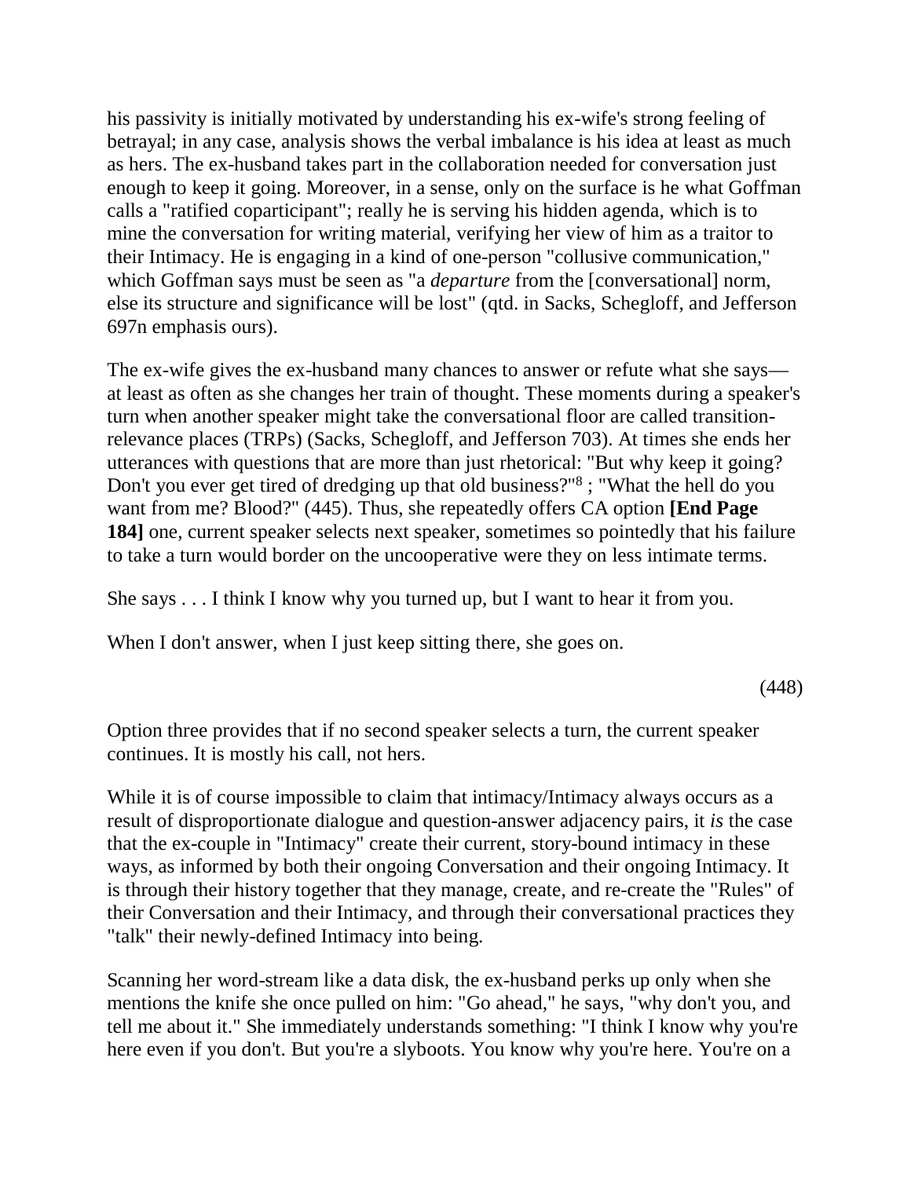his passivity is initially motivated by understanding his ex-wife's strong feeling of betrayal; in any case, analysis shows the verbal imbalance is his idea at least as much as hers. The ex-husband takes part in the collaboration needed for conversation just enough to keep it going. Moreover, in a sense, only on the surface is he what Goffman calls a "ratified coparticipant"; really he is serving his hidden agenda, which is to mine the conversation for writing material, verifying her view of him as a traitor to their Intimacy. He is engaging in a kind of one-person "collusive communication," which Goffman says must be seen as "a *departure* from the [conversational] norm, else its structure and significance will be lost" (qtd. in Sacks, Schegloff, and Jefferson 697n emphasis ours).

The ex-wife gives the ex-husband many chances to answer or refute what she says—at least as often as she changes her train of thought. These moments during a speaker's turn when another speaker might take the conversational floor are called transition-relevance places (TRPs) (Sacks, Schegloff, and Jefferson 703). At times she ends her utterances with questions that are more than just rhetorical: "But why keep it going? Don't you ever get tired of dredging up that old business?"[8] ; "What the hell do you want from me? Blood?" (445). Thus, she repeatedly offers CA option **[End Page 184]** one, current speaker selects next speaker, sometimes so pointedly that his failure to take a turn would border on the uncooperative were they on less intimate terms.

She says . . . I think I know why you turned up, but I want to hear it from you.

When I don't answer, when I just keep sitting there, she goes on.

(448)

Option three provides that if no second speaker selects a turn, the current speaker continues. It is mostly his call, not hers.

While it is of course impossible to claim that intimacy/Intimacy always occurs as a result of disproportionate dialogue and question-answer adjacency pairs, it *is* the case that the ex-couple in "Intimacy" create their current, story-bound intimacy in these ways, as informed by both their ongoing Conversation and their ongoing Intimacy. It is through their history together that they manage, create, and re-create the "Rules" of their Conversation and their Intimacy, and through their conversational practices they "talk" their newly-defined Intimacy into being.

Scanning her word-stream like a data disk, the ex-husband perks up only when she mentions the knife she once pulled on him: "Go ahead," he says, "why don't you, and tell me about it." She immediately understands something: "I think I know why you're here even if you don't. But you're a slyboots. You know why you're here. You're on a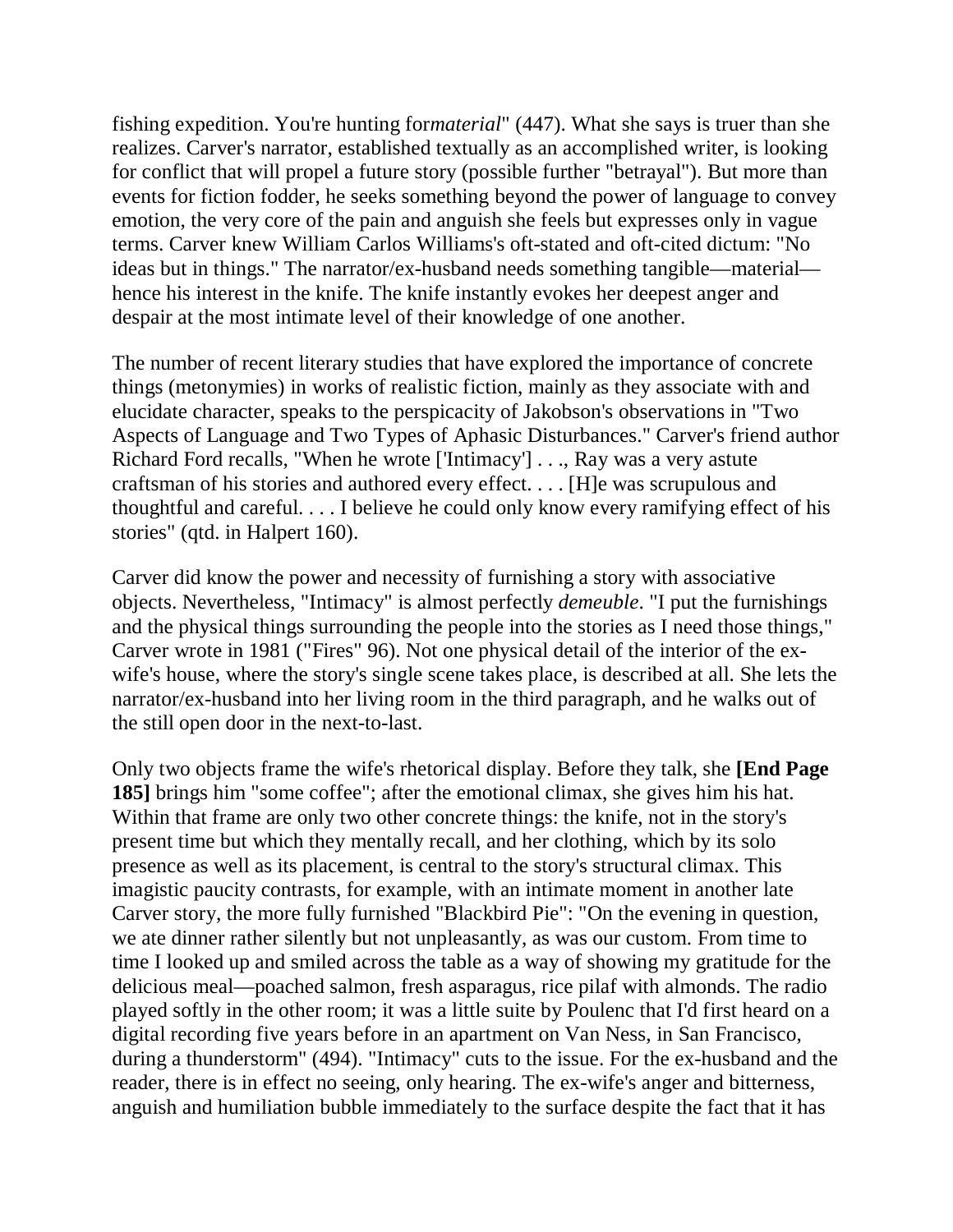fishing expedition. You're hunting for*material*" (447). What she says is truer than she realizes. Carver's narrator, established textually as an accomplished writer, is looking for conflict that will propel a future story (possible further "betrayal"). But more than events for fiction fodder, he seeks something beyond the power of language to convey emotion, the very core of the pain and anguish she feels but expresses only in vague terms. Carver knew William Carlos Williams's oft-stated and oft-cited dictum: "No ideas but in things." The narrator/ex-husband needs something tangible—material—hence his interest in the knife. The knife instantly evokes her deepest anger and despair at the most intimate level of their knowledge of one another.

The number of recent literary studies that have explored the importance of concrete things (metonymies) in works of realistic fiction, mainly as they associate with and elucidate character, speaks to the perspicacity of Jakobson's observations in "Two Aspects of Language and Two Types of Aphasic Disturbances." Carver's friend author Richard Ford recalls, "When he wrote ['Intimacy'] . . ., Ray was a very astute craftsman of his stories and authored every effect. . . . [H]e was scrupulous and thoughtful and careful. . . . I believe he could only know every ramifying effect of his stories" (qtd. in Halpert 160).

Carver did know the power and necessity of furnishing a story with associative objects. Nevertheless, "Intimacy" is almost perfectly *demeuble*. "I put the furnishings and the physical things surrounding the people into the stories as I need those things," Carver wrote in 1981 ("Fires" 96). Not one physical detail of the interior of the ex-wife's house, where the story's single scene takes place, is described at all. She lets the narrator/ex-husband into her living room in the third paragraph, and he walks out of the still open door in the next-to-last.

Only two objects frame the wife's rhetorical display. Before they talk, she **[End Page 185]** brings him "some coffee"; after the emotional climax, she gives him his hat. Within that frame are only two other concrete things: the knife, not in the story's present time but which they mentally recall, and her clothing, which by its solo presence as well as its placement, is central to the story's structural climax. This imagistic paucity contrasts, for example, with an intimate moment in another late Carver story, the more fully furnished "Blackbird Pie": "On the evening in question, we ate dinner rather silently but not unpleasantly, as was our custom. From time to time I looked up and smiled across the table as a way of showing my gratitude for the delicious meal—poached salmon, fresh asparagus, rice pilaf with almonds. The radio played softly in the other room; it was a little suite by Poulenc that I'd first heard on a digital recording five years before in an apartment on Van Ness, in San Francisco, during a thunderstorm" (494). "Intimacy" cuts to the issue. For the ex-husband and the reader, there is in effect no seeing, only hearing. The ex-wife's anger and bitterness, anguish and humiliation bubble immediately to the surface despite the fact that it has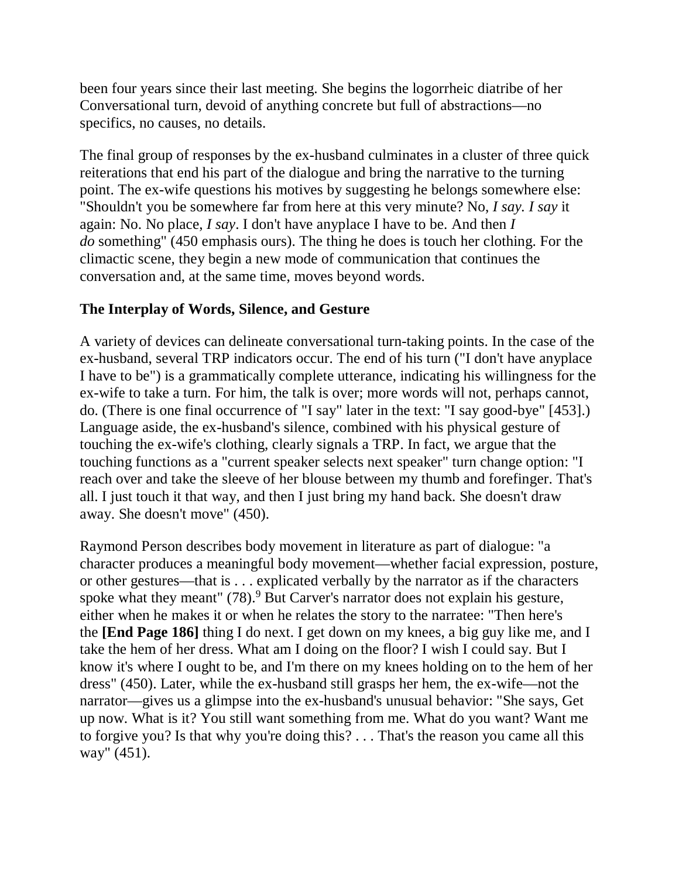been four years since their last meeting. She begins the logorrheic diatribe of her Conversational turn, devoid of anything concrete but full of abstractions—no specifics, no causes, no details.

The final group of responses by the ex-husband culminates in a cluster of three quick reiterations that end his part of the dialogue and bring the narrative to the turning point. The ex-wife questions his motives by suggesting he belongs somewhere else: "Shouldn't you be somewhere far from here at this very minute? No, *I say. I say* it again: No. No place, *I say*. I don't have anyplace I have to be. And then *I do* something" (450 emphasis ours). The thing he does is touch her clothing. For the climactic scene, they begin a new mode of communication that continues the conversation and, at the same time, moves beyond words.

## The Interplay of Words, Silence, and Gesture

A variety of devices can delineate conversational turn-taking points. In the case of the ex-husband, several TRP indicators occur. The end of his turn ("I don't have anyplace I have to be") is a grammatically complete utterance, indicating his willingness for the ex-wife to take a turn. For him, the talk is over; more words will not, perhaps cannot, do. (There is one final occurrence of "I say" later in the text: "I say good-bye" [453].) Language aside, the ex-husband's silence, combined with his physical gesture of touching the ex-wife's clothing, clearly signals a TRP. In fact, we argue that the touching functions as a "current speaker selects next speaker" turn change option: "I reach over and take the sleeve of her blouse between my thumb and forefinger. That's all. I just touch it that way, and then I just bring my hand back. She doesn't draw away. She doesn't move" (450).

Raymond Person describes body movement in literature as part of dialogue: "a character produces a meaningful body movement—whether facial expression, posture, or other gestures—that is . . . explicated verbally by the narrator as if the characters spoke what they meant" (78).[9] But Carver's narrator does not explain his gesture, either when he makes it or when he relates the story to the narratee: "Then here's the **[End Page 186]** thing I do next. I get down on my knees, a big guy like me, and I take the hem of her dress. What am I doing on the floor? I wish I could say. But I know it's where I ought to be, and I'm there on my knees holding on to the hem of her dress" (450). Later, while the ex-husband still grasps her hem, the ex-wife—not the narrator—gives us a glimpse into the ex-husband's unusual behavior: "She says, Get up now. What is it? You still want something from me. What do you want? Want me to forgive you? Is that why you're doing this? . . . That's the reason you came all this way" (451).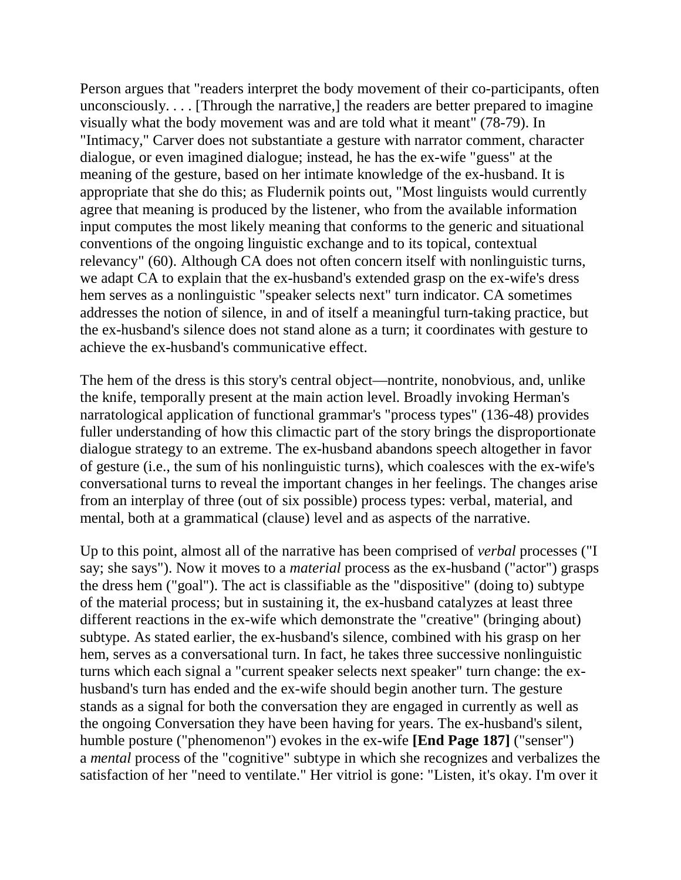Person argues that "readers interpret the body movement of their co-participants, often unconsciously. . . . [Through the narrative,] the readers are better prepared to imagine visually what the body movement was and are told what it meant" (78-79). In "Intimacy," Carver does not substantiate a gesture with narrator comment, character dialogue, or even imagined dialogue; instead, he has the ex-wife "guess" at the meaning of the gesture, based on her intimate knowledge of the ex-husband. It is appropriate that she do this; as Fludernik points out, "Most linguists would currently agree that meaning is produced by the listener, who from the available information input computes the most likely meaning that conforms to the generic and situational conventions of the ongoing linguistic exchange and to its topical, contextual relevancy" (60). Although CA does not often concern itself with nonlinguistic turns, we adapt CA to explain that the ex-husband's extended grasp on the ex-wife's dress hem serves as a nonlinguistic "speaker selects next" turn indicator. CA sometimes addresses the notion of silence, in and of itself a meaningful turn-taking practice, but the ex-husband's silence does not stand alone as a turn; it coordinates with gesture to achieve the ex-husband's communicative effect.

The hem of the dress is this story's central object—nontrite, nonobvious, and, unlike the knife, temporally present at the main action level. Broadly invoking Herman's narratological application of functional grammar's "process types" (136-48) provides fuller understanding of how this climactic part of the story brings the disproportionate dialogue strategy to an extreme. The ex-husband abandons speech altogether in favor of gesture (i.e., the sum of his nonlinguistic turns), which coalesces with the ex-wife's conversational turns to reveal the important changes in her feelings. The changes arise from an interplay of three (out of six possible) process types: verbal, material, and mental, both at a grammatical (clause) level and as aspects of the narrative.

Up to this point, almost all of the narrative has been comprised of *verbal* processes ("I say; she says"). Now it moves to a *material* process as the ex-husband ("actor") grasps the dress hem ("goal"). The act is classifiable as the "dispositive" (doing to) subtype of the material process; but in sustaining it, the ex-husband catalyzes at least three different reactions in the ex-wife which demonstrate the "creative" (bringing about) subtype. As stated earlier, the ex-husband's silence, combined with his grasp on her hem, serves as a conversational turn. In fact, he takes three successive nonlinguistic turns which each signal a "current speaker selects next speaker" turn change: the ex-husband's turn has ended and the ex-wife should begin another turn. The gesture stands as a signal for both the conversation they are engaged in currently as well as the ongoing Conversation they have been having for years. The ex-husband's silent, humble posture ("phenomenon") evokes in the ex-wife **[End Page 187]** ("senser") a *mental* process of the "cognitive" subtype in which she recognizes and verbalizes the satisfaction of her "need to ventilate." Her vitriol is gone: "Listen, it's okay. I'm over it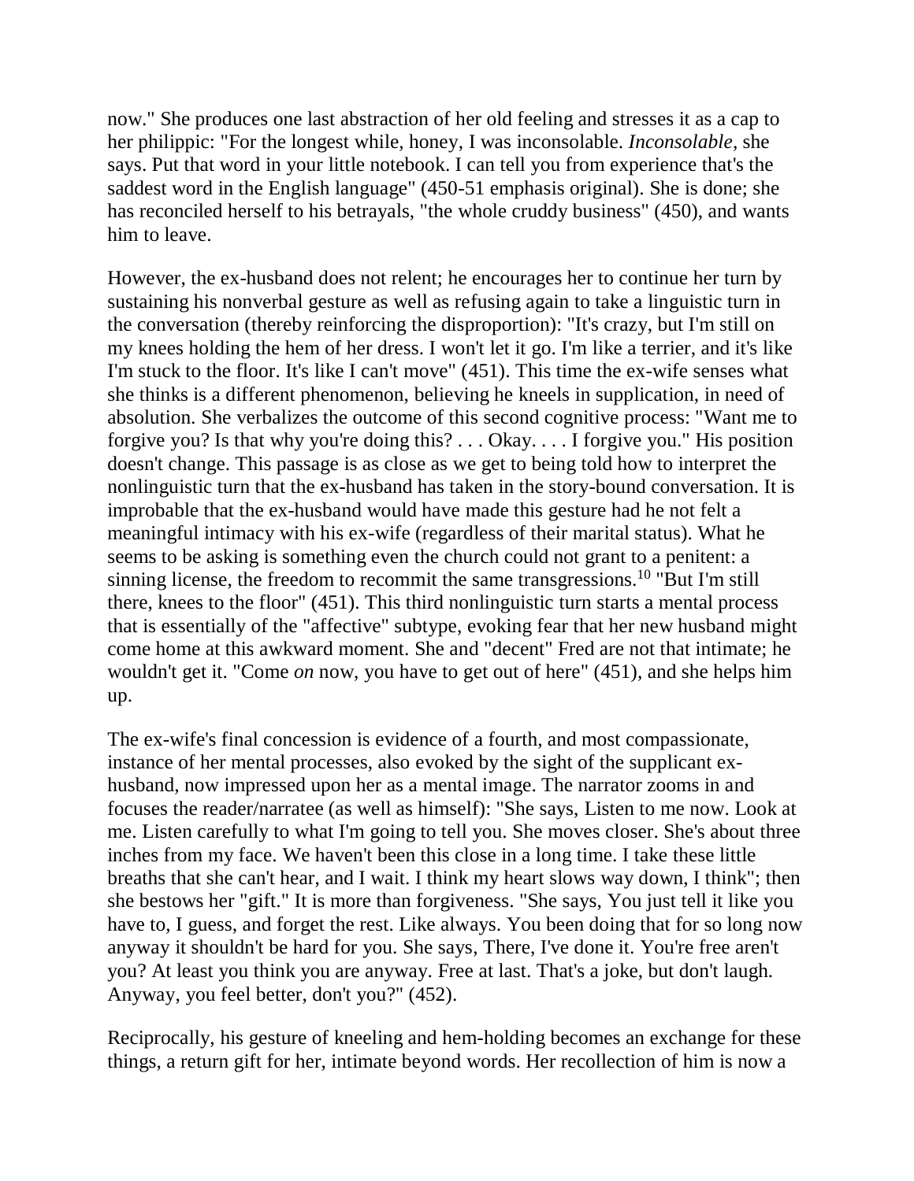now." She produces one last abstraction of her old feeling and stresses it as a cap to her philippic: "For the longest while, honey, I was inconsolable. *Inconsolable*, she says. Put that word in your little notebook. I can tell you from experience that's the saddest word in the English language" (450-51 emphasis original). She is done; she has reconciled herself to his betrayals, "the whole cruddy business" (450), and wants him to leave.

However, the ex-husband does not relent; he encourages her to continue her turn by sustaining his nonverbal gesture as well as refusing again to take a linguistic turn in the conversation (thereby reinforcing the disproportion): "It's crazy, but I'm still on my knees holding the hem of her dress. I won't let it go. I'm like a terrier, and it's like I'm stuck to the floor. It's like I can't move" (451). This time the ex-wife senses what she thinks is a different phenomenon, believing he kneels in supplication, in need of absolution. She verbalizes the outcome of this second cognitive process: "Want me to forgive you? Is that why you're doing this? . . . Okay. . . . I forgive you." His position doesn't change. This passage is as close as we get to being told how to interpret the nonlinguistic turn that the ex-husband has taken in the story-bound conversation. It is improbable that the ex-husband would have made this gesture had he not felt a meaningful intimacy with his ex-wife (regardless of their marital status). What he seems to be asking is something even the church could not grant to a penitent: a sinning license, the freedom to recommit the same transgressions.[10] "But I'm still there, knees to the floor" (451). This third nonlinguistic turn starts a mental process that is essentially of the "affective" subtype, evoking fear that her new husband might come home at this awkward moment. She and "decent" Fred are not that intimate; he wouldn't get it. "Come *on* now, you have to get out of here" (451), and she helps him up.

The ex-wife's final concession is evidence of a fourth, and most compassionate, instance of her mental processes, also evoked by the sight of the supplicant ex-husband, now impressed upon her as a mental image. The narrator zooms in and focuses the reader/narratee (as well as himself): "She says, Listen to me now. Look at me. Listen carefully to what I'm going to tell you. She moves closer. She's about three inches from my face. We haven't been this close in a long time. I take these little breaths that she can't hear, and I wait. I think my heart slows way down, I think"; then she bestows her "gift." It is more than forgiveness. "She says, You just tell it like you have to, I guess, and forget the rest. Like always. You been doing that for so long now anyway it shouldn't be hard for you. She says, There, I've done it. You're free aren't you? At least you think you are anyway. Free at last. That's a joke, but don't laugh. Anyway, you feel better, don't you?" (452).

Reciprocally, his gesture of kneeling and hem-holding becomes an exchange for these things, a return gift for her, intimate beyond words. Her recollection of him is now a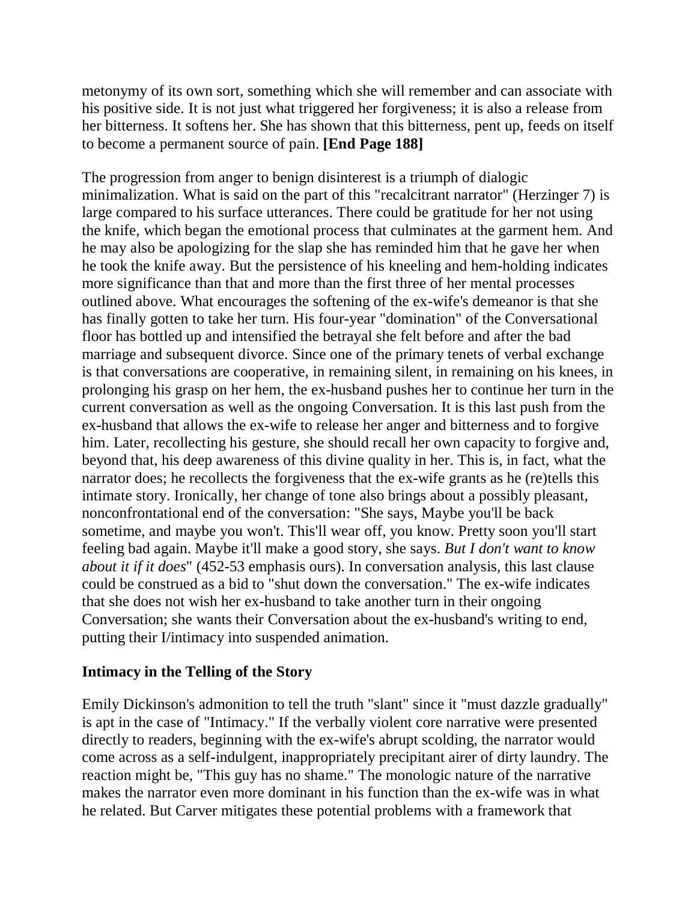metonymy of its own sort, something which she will remember and can associate with his positive side. It is not just what triggered her forgiveness; it is also a release from her bitterness. It softens her. She has shown that this bitterness, pent up, feeds on itself to become a permanent source of pain. **[End Page 188]**

The progression from anger to benign disinterest is a triumph of dialogic minimalization. What is said on the part of this "recalcitrant narrator" (Herzinger 7) is large compared to his surface utterances. There could be gratitude for her not using the knife, which began the emotional process that culminates at the garment hem. And he may also be apologizing for the slap she has reminded him that he gave her when he took the knife away. But the persistence of his kneeling and hem-holding indicates more significance than that and more than the first three of her mental processes outlined above. What encourages the softening of the ex-wife's demeanor is that she has finally gotten to take her turn. His four-year "domination" of the Conversational floor has bottled up and intensified the betrayal she felt before and after the bad marriage and subsequent divorce. Since one of the primary tenets of verbal exchange is that conversations are cooperative, in remaining silent, in remaining on his knees, in prolonging his grasp on her hem, the ex-husband pushes her to continue her turn in the current conversation as well as the ongoing Conversation. It is this last push from the ex-husband that allows the ex-wife to release her anger and bitterness and to forgive him. Later, recollecting his gesture, she should recall her own capacity to forgive and, beyond that, his deep awareness of this divine quality in her. This is, in fact, what the narrator does; he recollects the forgiveness that the ex-wife grants as he (re)tells this intimate story. Ironically, her change of tone also brings about a possibly pleasant, nonconfrontational end of the conversation: "She says, Maybe you'll be back sometime, and maybe you won't. This'll wear off, you know. Pretty soon you'll start feeling bad again. Maybe it'll make a good story, she says. *But I don't want to know about it if it does*" (452-53 emphasis ours). In conversation analysis, this last clause could be construed as a bid to "shut down the conversation." The ex-wife indicates that she does not wish her ex-husband to take another turn in their ongoing Conversation; she wants their Conversation about the ex-husband's writing to end, putting their I/intimacy into suspended animation.

## Intimacy in the Telling of the Story

Emily Dickinson's admonition to tell the truth "slant" since it "must dazzle gradually" is apt in the case of "Intimacy." If the verbally violent core narrative were presented directly to readers, beginning with the ex-wife's abrupt scolding, the narrator would come across as a self-indulgent, inappropriately precipitant airer of dirty laundry. The reaction might be, "This guy has no shame." The monologic nature of the narrative makes the narrator even more dominant in his function than the ex-wife was in what he related. But Carver mitigates these potential problems with a framework that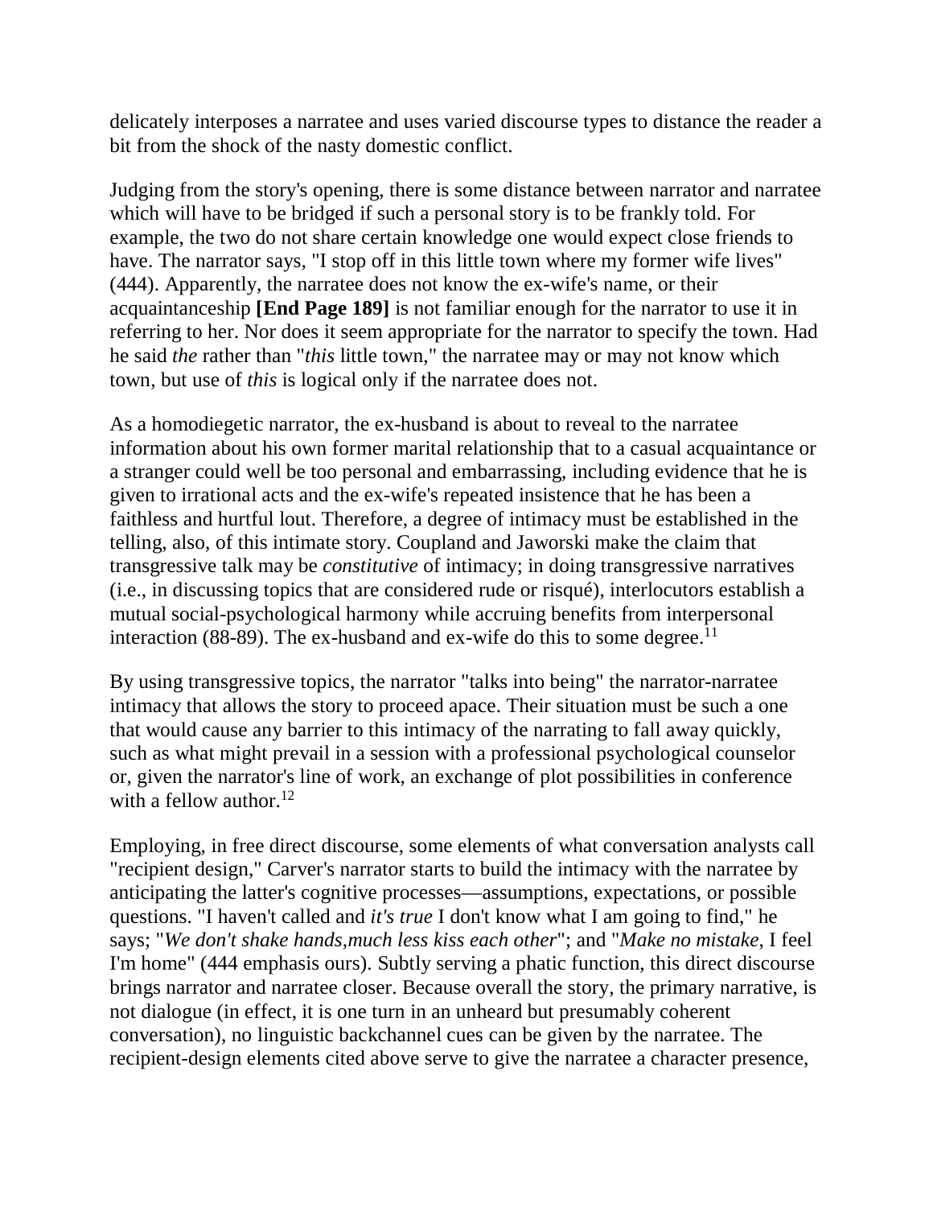delicately interposes a narratee and uses varied discourse types to distance the reader a bit from the shock of the nasty domestic conflict.

Judging from the story's opening, there is some distance between narrator and narratee which will have to be bridged if such a personal story is to be frankly told. For example, the two do not share certain knowledge one would expect close friends to have. The narrator says, "I stop off in this little town where my former wife lives" (444). Apparently, the narratee does not know the ex-wife's name, or their acquaintanceship **[End Page 189]** is not familiar enough for the narrator to use it in referring to her. Nor does it seem appropriate for the narrator to specify the town. Had he said *the* rather than "*this* little town," the narratee may or may not know which town, but use of *this* is logical only if the narratee does not.

As a homodiegetic narrator, the ex-husband is about to reveal to the narratee information about his own former marital relationship that to a casual acquaintance or a stranger could well be too personal and embarrassing, including evidence that he is given to irrational acts and the ex-wife's repeated insistence that he has been a faithless and hurtful lout. Therefore, a degree of intimacy must be established in the telling, also, of this intimate story. Coupland and Jaworski make the claim that transgressive talk may be *constitutive* of intimacy; in doing transgressive narratives (i.e., in discussing topics that are considered rude or risqué), interlocutors establish a mutual social-psychological harmony while accruing benefits from interpersonal interaction (88-89). The ex-husband and ex-wife do this to some degree.[11]

By using transgressive topics, the narrator "talks into being" the narrator-narratee intimacy that allows the story to proceed apace. Their situation must be such a one that would cause any barrier to this intimacy of the narrating to fall away quickly, such as what might prevail in a session with a professional psychological counselor or, given the narrator's line of work, an exchange of plot possibilities in conference with a fellow author.[12]

Employing, in free direct discourse, some elements of what conversation analysts call "recipient design," Carver's narrator starts to build the intimacy with the narratee by anticipating the latter's cognitive processes—assumptions, expectations, or possible questions. "I haven't called and *it's true* I don't know what I am going to find," he says; "*We don't shake hands,much less kiss each other*"; and "*Make no mistake*, I feel I'm home" (444 emphasis ours). Subtly serving a phatic function, this direct discourse brings narrator and narratee closer. Because overall the story, the primary narrative, is not dialogue (in effect, it is one turn in an unheard but presumably coherent conversation), no linguistic backchannel cues can be given by the narratee. The recipient-design elements cited above serve to give the narratee a character presence,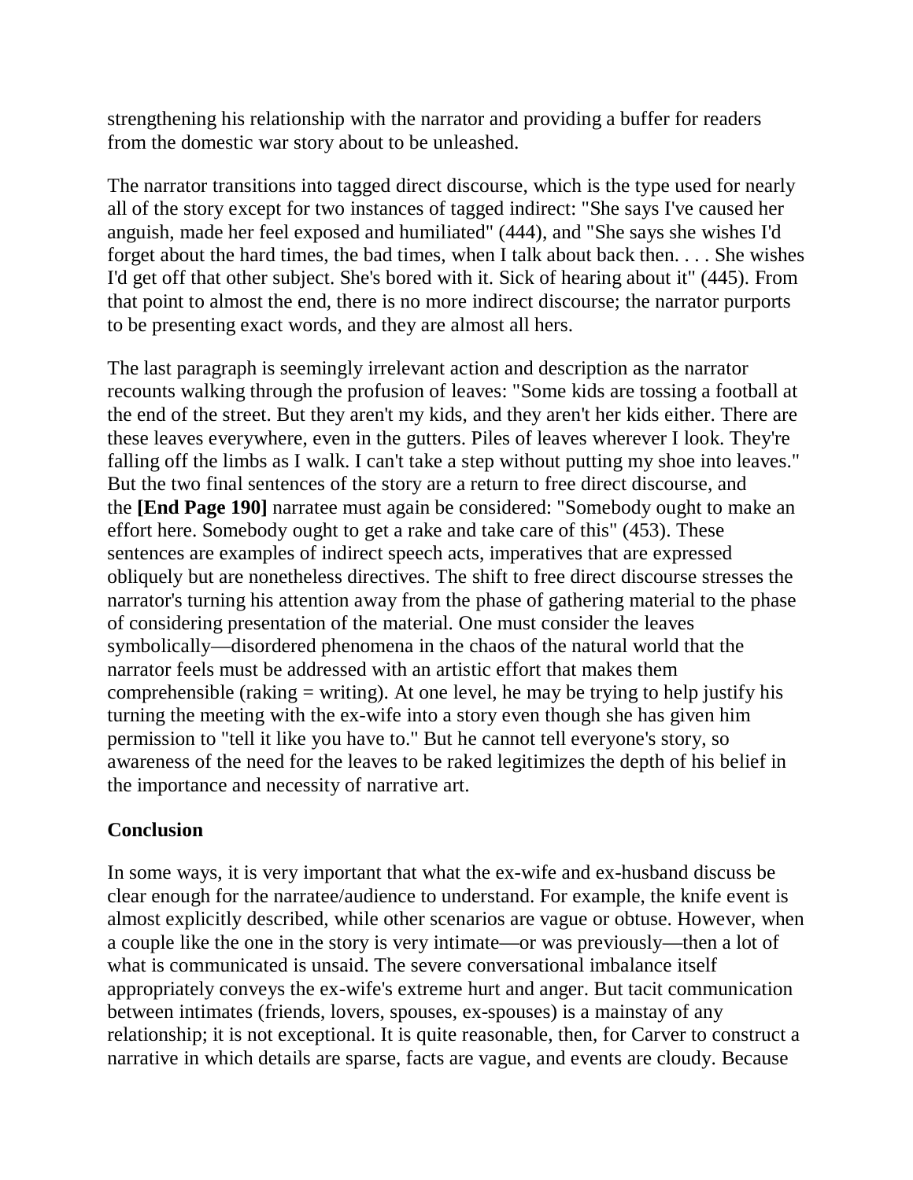strengthening his relationship with the narrator and providing a buffer for readers from the domestic war story about to be unleashed.

The narrator transitions into tagged direct discourse, which is the type used for nearly all of the story except for two instances of tagged indirect: "She says I've caused her anguish, made her feel exposed and humiliated" (444), and "She says she wishes I'd forget about the hard times, the bad times, when I talk about back then. . . . She wishes I'd get off that other subject. She's bored with it. Sick of hearing about it" (445). From that point to almost the end, there is no more indirect discourse; the narrator purports to be presenting exact words, and they are almost all hers.

The last paragraph is seemingly irrelevant action and description as the narrator recounts walking through the profusion of leaves: "Some kids are tossing a football at the end of the street. But they aren't my kids, and they aren't her kids either. There are these leaves everywhere, even in the gutters. Piles of leaves wherever I look. They're falling off the limbs as I walk. I can't take a step without putting my shoe into leaves." But the two final sentences of the story are a return to free direct discourse, and the **[End Page 190]** narratee must again be considered: "Somebody ought to make an effort here. Somebody ought to get a rake and take care of this" (453). These sentences are examples of indirect speech acts, imperatives that are expressed obliquely but are nonetheless directives. The shift to free direct discourse stresses the narrator's turning his attention away from the phase of gathering material to the phase of considering presentation of the material. One must consider the leaves symbolically—disordered phenomena in the chaos of the natural world that the narrator feels must be addressed with an artistic effort that makes them comprehensible (raking = writing). At one level, he may be trying to help justify his turning the meeting with the ex-wife into a story even though she has given him permission to "tell it like you have to." But he cannot tell everyone's story, so awareness of the need for the leaves to be raked legitimizes the depth of his belief in the importance and necessity of narrative art.

## Conclusion

In some ways, it is very important that what the ex-wife and ex-husband discuss be clear enough for the narratee/audience to understand. For example, the knife event is almost explicitly described, while other scenarios are vague or obtuse. However, when a couple like the one in the story is very intimate—or was previously—then a lot of what is communicated is unsaid. The severe conversational imbalance itself appropriately conveys the ex-wife's extreme hurt and anger. But tacit communication between intimates (friends, lovers, spouses, ex-spouses) is a mainstay of any relationship; it is not exceptional. It is quite reasonable, then, for Carver to construct a narrative in which details are sparse, facts are vague, and events are cloudy. Because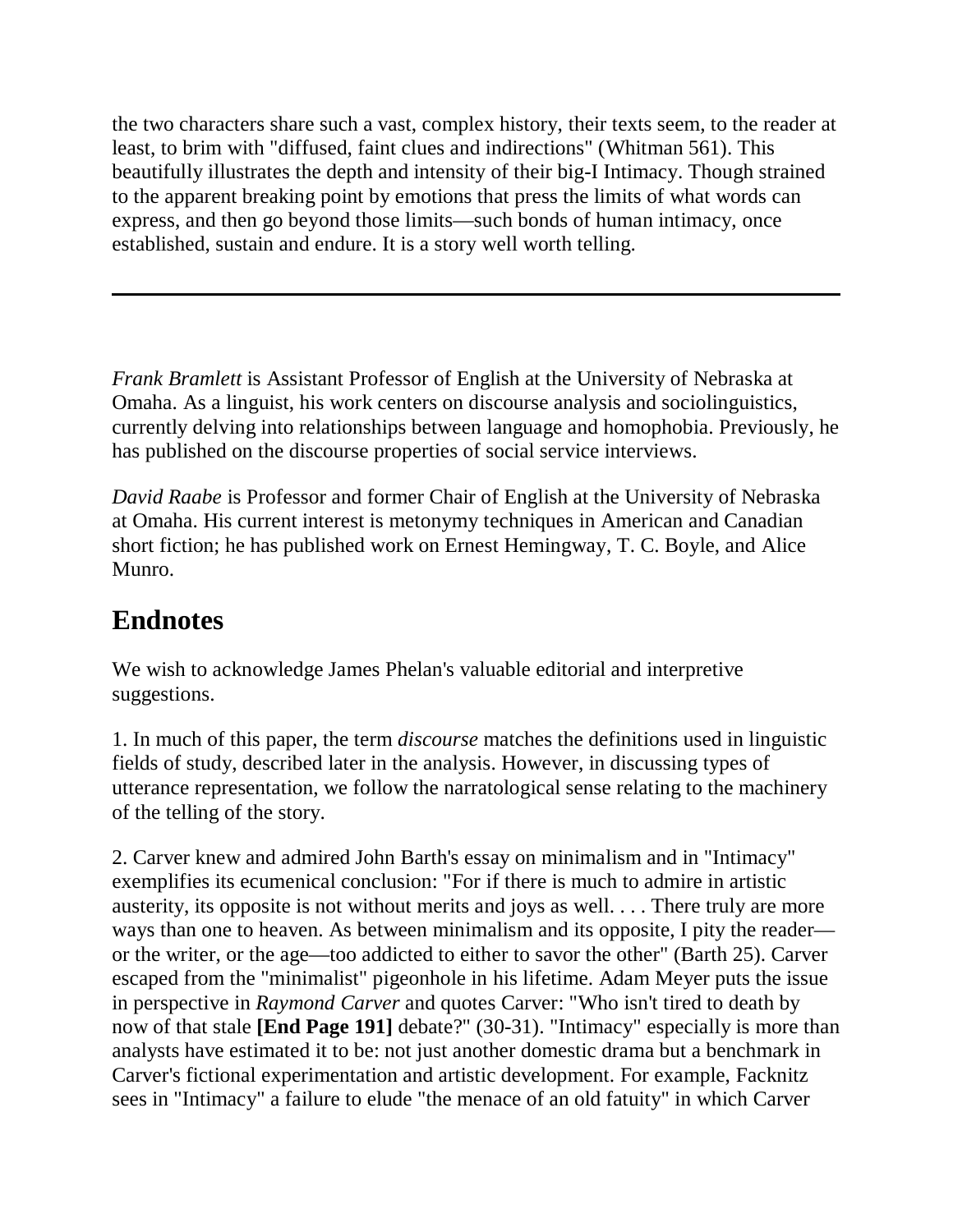the two characters share such a vast, complex history, their texts seem, to the reader at least, to brim with "diffused, faint clues and indirections" (Whitman 561). This beautifully illustrates the depth and intensity of their big-I Intimacy. Though strained to the apparent breaking point by emotions that press the limits of what words can express, and then go beyond those limits—such bonds of human intimacy, once established, sustain and endure. It is a story well worth telling.

---

*Frank Bramlett* is Assistant Professor of English at the University of Nebraska at Omaha. As a linguist, his work centers on discourse analysis and sociolinguistics, currently delving into relationships between language and homophobia. Previously, he has published on the discourse properties of social service interviews.

*David Raabe* is Professor and former Chair of English at the University of Nebraska at Omaha. His current interest is metonymy techniques in American and Canadian short fiction; he has published work on Ernest Hemingway, T. C. Boyle, and Alice Munro.

## Endnotes

We wish to acknowledge James Phelan's valuable editorial and interpretive suggestions.

1. In much of this paper, the term *discourse* matches the definitions used in linguistic fields of study, described later in the analysis. However, in discussing types of utterance representation, we follow the narratological sense relating to the machinery of the telling of the story.

2. Carver knew and admired John Barth's essay on minimalism and in "Intimacy" exemplifies its ecumenical conclusion: "For if there is much to admire in artistic austerity, its opposite is not without merits and joys as well. . . . There truly are more ways than one to heaven. As between minimalism and its opposite, I pity the reader—or the writer, or the age—too addicted to either to savor the other" (Barth 25). Carver escaped from the "minimalist" pigeonhole in his lifetime. Adam Meyer puts the issue in perspective in *Raymond Carver* and quotes Carver: "Who isn't tired to death by now of that stale **[End Page 191]** debate?" (30-31). "Intimacy" especially is more than analysts have estimated it to be: not just another domestic drama but a benchmark in Carver's fictional experimentation and artistic development. For example, Facknitz sees in "Intimacy" a failure to elude "the menace of an old fatuity" in which Carver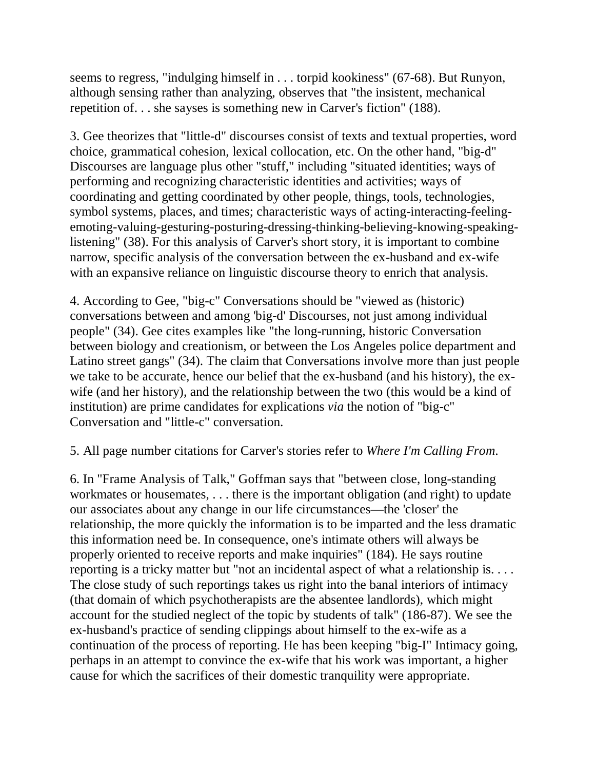seems to regress, "indulging himself in . . . torpid kookiness" (67-68). But Runyon, although sensing rather than analyzing, observes that "the insistent, mechanical repetition of. . . she sayses is something new in Carver's fiction" (188).

3. Gee theorizes that "little-d" discourses consist of texts and textual properties, word choice, grammatical cohesion, lexical collocation, etc. On the other hand, "big-d" Discourses are language plus other "stuff," including "situated identities; ways of performing and recognizing characteristic identities and activities; ways of coordinating and getting coordinated by other people, things, tools, technologies, symbol systems, places, and times; characteristic ways of acting-interacting-feeling-emoting-valuing-gesturing-posturing-dressing-thinking-believing-knowing-speaking-listening" (38). For this analysis of Carver's short story, it is important to combine narrow, specific analysis of the conversation between the ex-husband and ex-wife with an expansive reliance on linguistic discourse theory to enrich that analysis.

4. According to Gee, "big-c" Conversations should be "viewed as (historic) conversations between and among 'big-d' Discourses, not just among individual people" (34). Gee cites examples like "the long-running, historic Conversation between biology and creationism, or between the Los Angeles police department and Latino street gangs" (34). The claim that Conversations involve more than just people we take to be accurate, hence our belief that the ex-husband (and his history), the ex-wife (and her history), and the relationship between the two (this would be a kind of institution) are prime candidates for explications *via* the notion of "big-c" Conversation and "little-c" conversation.

5. All page number citations for Carver's stories refer to *Where I'm Calling From*.

6. In "Frame Analysis of Talk," Goffman says that "between close, long-standing workmates or housemates, . . . there is the important obligation (and right) to update our associates about any change in our life circumstances—the 'closer' the relationship, the more quickly the information is to be imparted and the less dramatic this information need be. In consequence, one's intimate others will always be properly oriented to receive reports and make inquiries" (184). He says routine reporting is a tricky matter but "not an incidental aspect of what a relationship is. . . . The close study of such reportings takes us right into the banal interiors of intimacy (that domain of which psychotherapists are the absentee landlords), which might account for the studied neglect of the topic by students of talk" (186-87). We see the ex-husband's practice of sending clippings about himself to the ex-wife as a continuation of the process of reporting. He has been keeping "big-I" Intimacy going, perhaps in an attempt to convince the ex-wife that his work was important, a higher cause for which the sacrifices of their domestic tranquility were appropriate.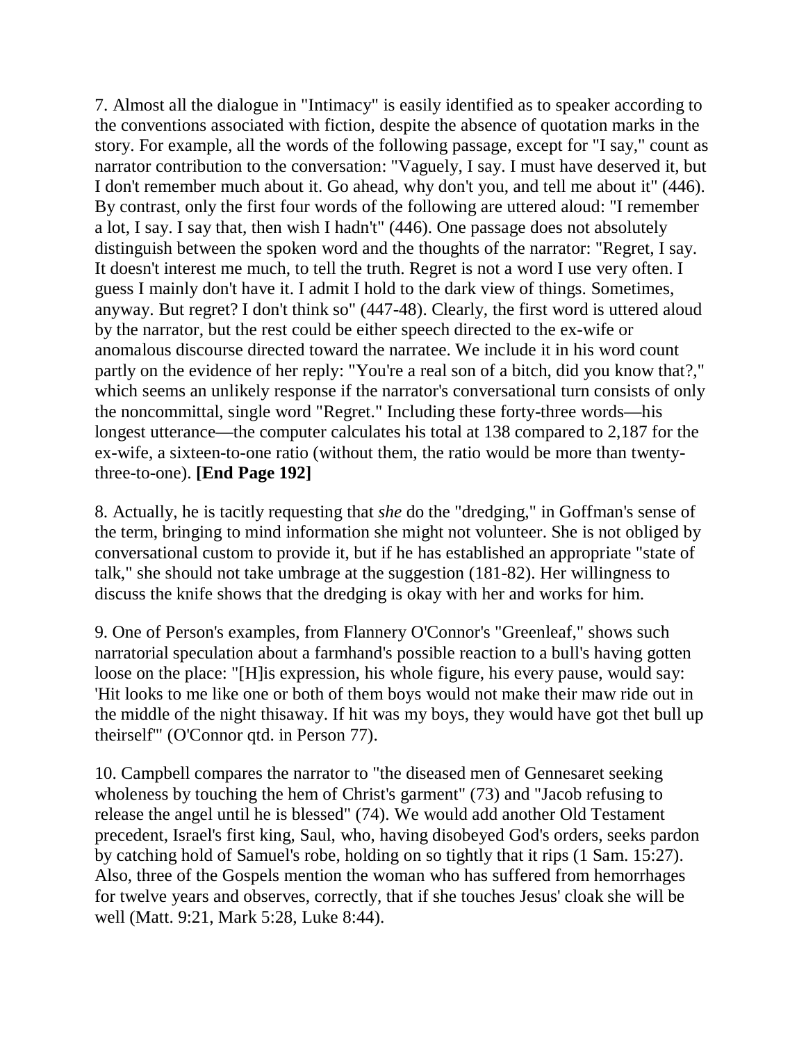7. Almost all the dialogue in "Intimacy" is easily identified as to speaker according to the conventions associated with fiction, despite the absence of quotation marks in the story. For example, all the words of the following passage, except for "I say," count as narrator contribution to the conversation: "Vaguely, I say. I must have deserved it, but I don't remember much about it. Go ahead, why don't you, and tell me about it" (446). By contrast, only the first four words of the following are uttered aloud: "I remember a lot, I say. I say that, then wish I hadn't" (446). One passage does not absolutely distinguish between the spoken word and the thoughts of the narrator: "Regret, I say. It doesn't interest me much, to tell the truth. Regret is not a word I use very often. I guess I mainly don't have it. I admit I hold to the dark view of things. Sometimes, anyway. But regret? I don't think so" (447-48). Clearly, the first word is uttered aloud by the narrator, but the rest could be either speech directed to the ex-wife or anomalous discourse directed toward the narratee. We include it in his word count partly on the evidence of her reply: "You're a real son of a bitch, did you know that?," which seems an unlikely response if the narrator's conversational turn consists of only the noncommittal, single word "Regret." Including these forty-three words—his longest utterance—the computer calculates his total at 138 compared to 2,187 for the ex-wife, a sixteen-to-one ratio (without them, the ratio would be more than twenty-three-to-one). **[End Page 192]**

8. Actually, he is tacitly requesting that *she* do the "dredging," in Goffman's sense of the term, bringing to mind information she might not volunteer. She is not obliged by conversational custom to provide it, but if he has established an appropriate "state of talk," she should not take umbrage at the suggestion (181-82). Her willingness to discuss the knife shows that the dredging is okay with her and works for him.

9. One of Person's examples, from Flannery O'Connor's "Greenleaf," shows such narratorial speculation about a farmhand's possible reaction to a bull's having gotten loose on the place: "[H]is expression, his whole figure, his every pause, would say: 'Hit looks to me like one or both of them boys would not make their maw ride out in the middle of the night thisaway. If hit was my boys, they would have got thet bull up theirself'" (O'Connor qtd. in Person 77).

10. Campbell compares the narrator to "the diseased men of Gennesaret seeking wholeness by touching the hem of Christ's garment" (73) and "Jacob refusing to release the angel until he is blessed" (74). We would add another Old Testament precedent, Israel's first king, Saul, who, having disobeyed God's orders, seeks pardon by catching hold of Samuel's robe, holding on so tightly that it rips (1 Sam. 15:27). Also, three of the Gospels mention the woman who has suffered from hemorrhages for twelve years and observes, correctly, that if she touches Jesus' cloak she will be well (Matt. 9:21, Mark 5:28, Luke 8:44).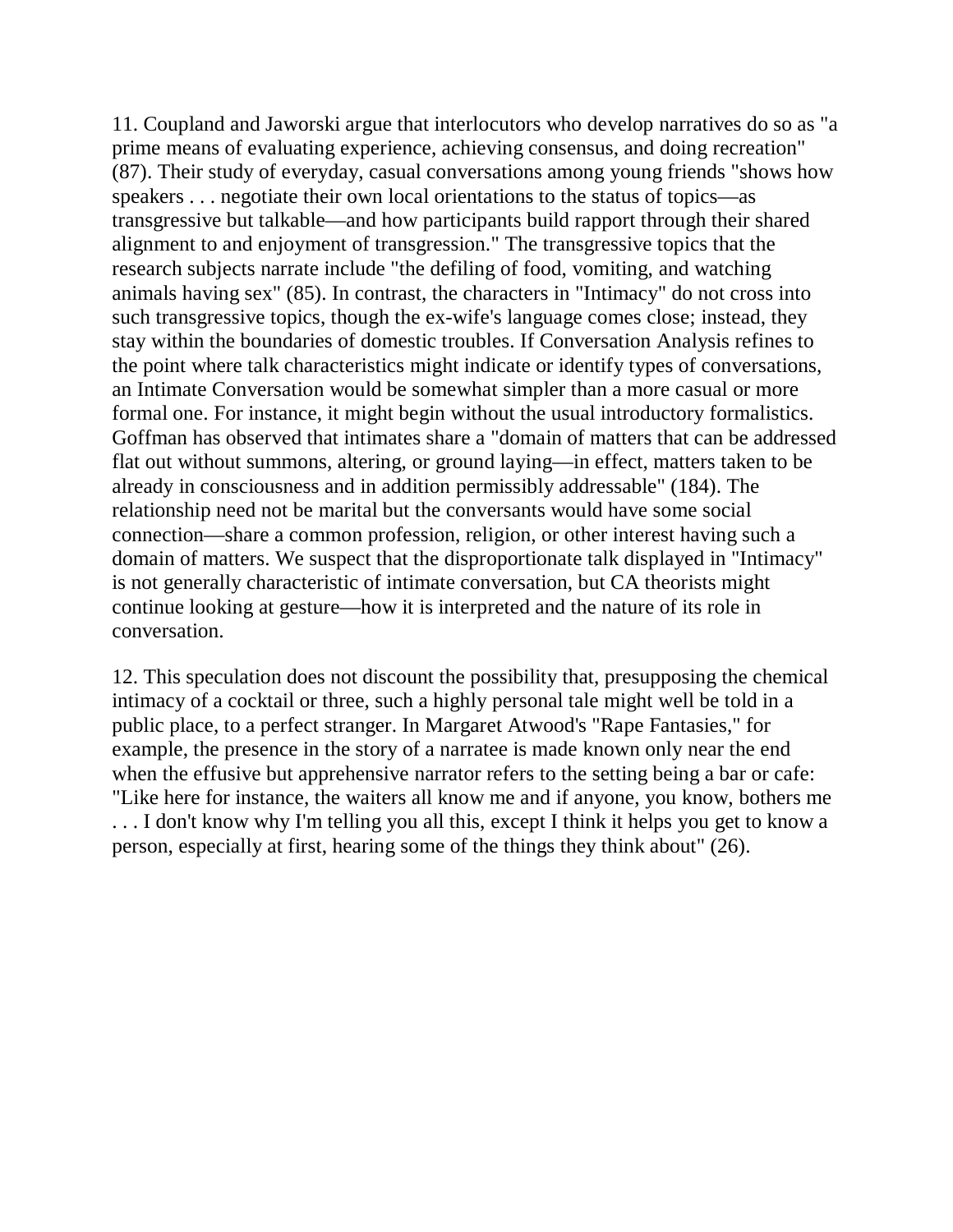11. Coupland and Jaworski argue that interlocutors who develop narratives do so as "a prime means of evaluating experience, achieving consensus, and doing recreation" (87). Their study of everyday, casual conversations among young friends "shows how speakers . . . negotiate their own local orientations to the status of topics—as transgressive but talkable—and how participants build rapport through their shared alignment to and enjoyment of transgression." The transgressive topics that the research subjects narrate include "the defiling of food, vomiting, and watching animals having sex" (85). In contrast, the characters in "Intimacy" do not cross into such transgressive topics, though the ex-wife's language comes close; instead, they stay within the boundaries of domestic troubles. If Conversation Analysis refines to the point where talk characteristics might indicate or identify types of conversations, an Intimate Conversation would be somewhat simpler than a more casual or more formal one. For instance, it might begin without the usual introductory formalistics. Goffman has observed that intimates share a "domain of matters that can be addressed flat out without summons, altering, or ground laying—in effect, matters taken to be already in consciousness and in addition permissibly addressable" (184). The relationship need not be marital but the conversants would have some social connection—share a common profession, religion, or other interest having such a domain of matters. We suspect that the disproportionate talk displayed in "Intimacy" is not generally characteristic of intimate conversation, but CA theorists might continue looking at gesture—how it is interpreted and the nature of its role in conversation.

12. This speculation does not discount the possibility that, presupposing the chemical intimacy of a cocktail or three, such a highly personal tale might well be told in a public place, to a perfect stranger. In Margaret Atwood's "Rape Fantasies," for example, the presence in the story of a narratee is made known only near the end when the effusive but apprehensive narrator refers to the setting being a bar or cafe: "Like here for instance, the waiters all know me and if anyone, you know, bothers me . . . I don't know why I'm telling you all this, except I think it helps you get to know a person, especially at first, hearing some of the things they think about" (26).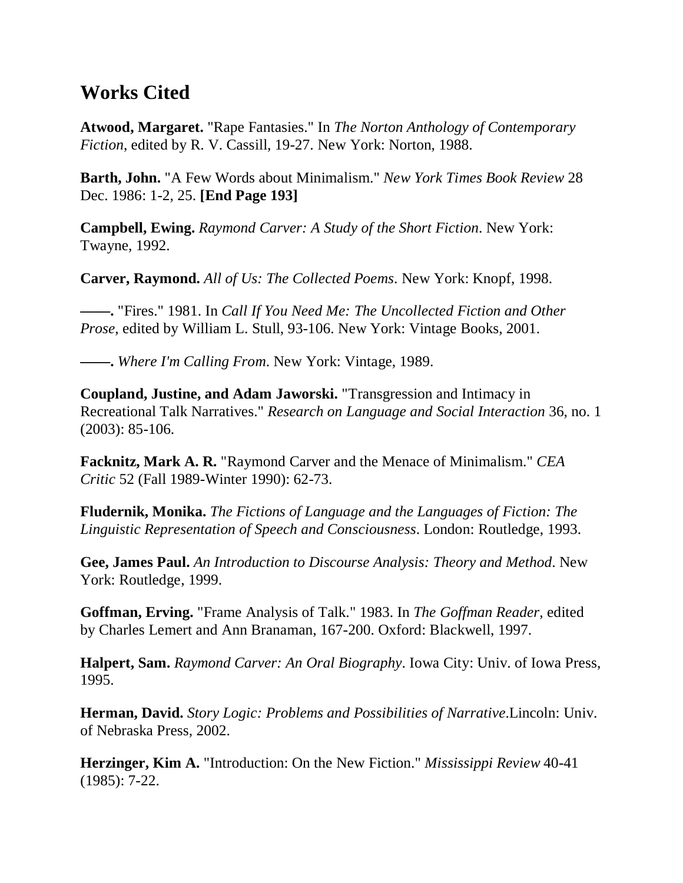## Works Cited

**Atwood, Margaret.** "Rape Fantasies." In *The Norton Anthology of Contemporary Fiction*, edited by R. V. Cassill, 19-27. New York: Norton, 1988.

**Barth, John.** "A Few Words about Minimalism." *New York Times Book Review* 28 Dec. 1986: 1-2, 25. **[End Page 193]**

**Campbell, Ewing.** *Raymond Carver: A Study of the Short Fiction*. New York: Twayne, 1992.

**Carver, Raymond.** *All of Us: The Collected Poems*. New York: Knopf, 1998.

**——.** "Fires." 1981. In *Call If You Need Me: The Uncollected Fiction and Other Prose*, edited by William L. Stull, 93-106. New York: Vintage Books, 2001.

**——.** *Where I'm Calling From*. New York: Vintage, 1989.

**Coupland, Justine, and Adam Jaworski.** "Transgression and Intimacy in Recreational Talk Narratives." *Research on Language and Social Interaction* 36, no. 1 (2003): 85-106.

**Facknitz, Mark A. R.** "Raymond Carver and the Menace of Minimalism." *CEA Critic* 52 (Fall 1989-Winter 1990): 62-73.

**Fludernik, Monika.** *The Fictions of Language and the Languages of Fiction: The Linguistic Representation of Speech and Consciousness*. London: Routledge, 1993.

**Gee, James Paul.** *An Introduction to Discourse Analysis: Theory and Method*. New York: Routledge, 1999.

**Goffman, Erving.** "Frame Analysis of Talk." 1983. In *The Goffman Reader*, edited by Charles Lemert and Ann Branaman, 167-200. Oxford: Blackwell, 1997.

**Halpert, Sam.** *Raymond Carver: An Oral Biography*. Iowa City: Univ. of Iowa Press, 1995.

**Herman, David.** *Story Logic: Problems and Possibilities of Narrative*.Lincoln: Univ. of Nebraska Press, 2002.

**Herzinger, Kim A.** "Introduction: On the New Fiction." *Mississippi Review* 40-41 (1985): 7-22.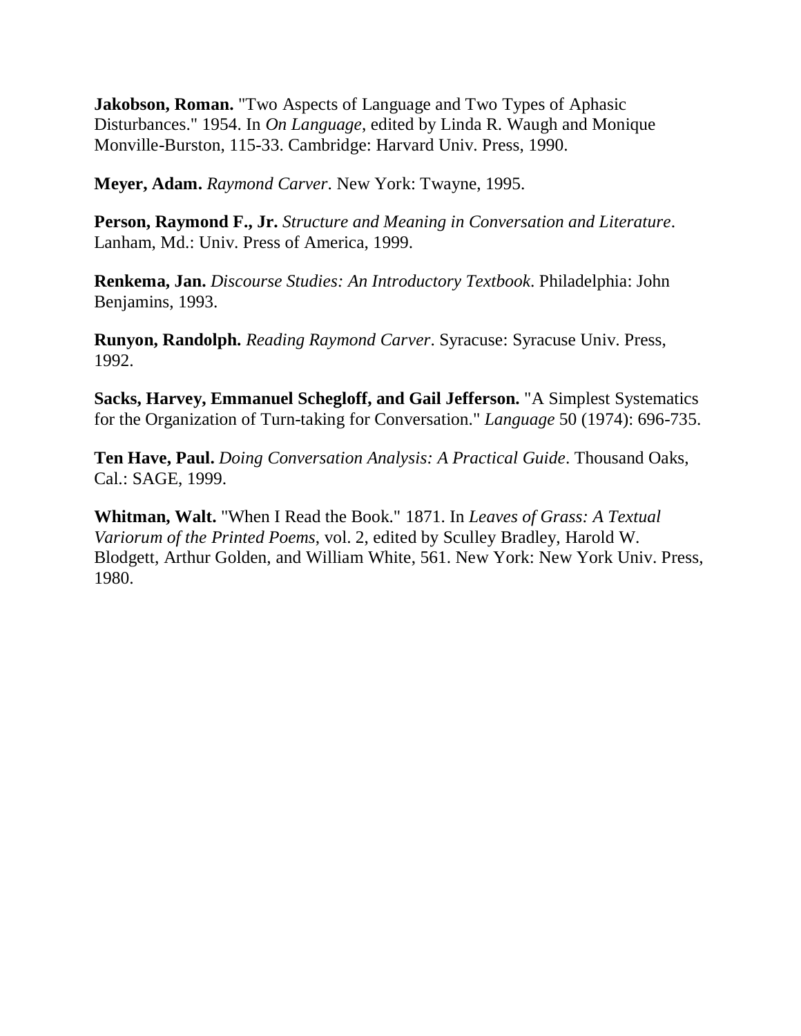**Jakobson, Roman.** "Two Aspects of Language and Two Types of Aphasic Disturbances." 1954. In *On Language*, edited by Linda R. Waugh and Monique Monville-Burston, 115-33. Cambridge: Harvard Univ. Press, 1990.

**Meyer, Adam.** *Raymond Carver*. New York: Twayne, 1995.

**Person, Raymond F., Jr.** *Structure and Meaning in Conversation and Literature*. Lanham, Md.: Univ. Press of America, 1999.

**Renkema, Jan.** *Discourse Studies: An Introductory Textbook*. Philadelphia: John Benjamins, 1993.

**Runyon, Randolph.** *Reading Raymond Carver*. Syracuse: Syracuse Univ. Press, 1992.

**Sacks, Harvey, Emmanuel Schegloff, and Gail Jefferson.** "A Simplest Systematics for the Organization of Turn-taking for Conversation." *Language* 50 (1974): 696-735.

**Ten Have, Paul.** *Doing Conversation Analysis: A Practical Guide*. Thousand Oaks, Cal.: SAGE, 1999.

**Whitman, Walt.** "When I Read the Book." 1871. In *Leaves of Grass: A Textual Variorum of the Printed Poems*, vol. 2, edited by Sculley Bradley, Harold W. Blodgett, Arthur Golden, and William White, 561. New York: New York Univ. Press, 1980.